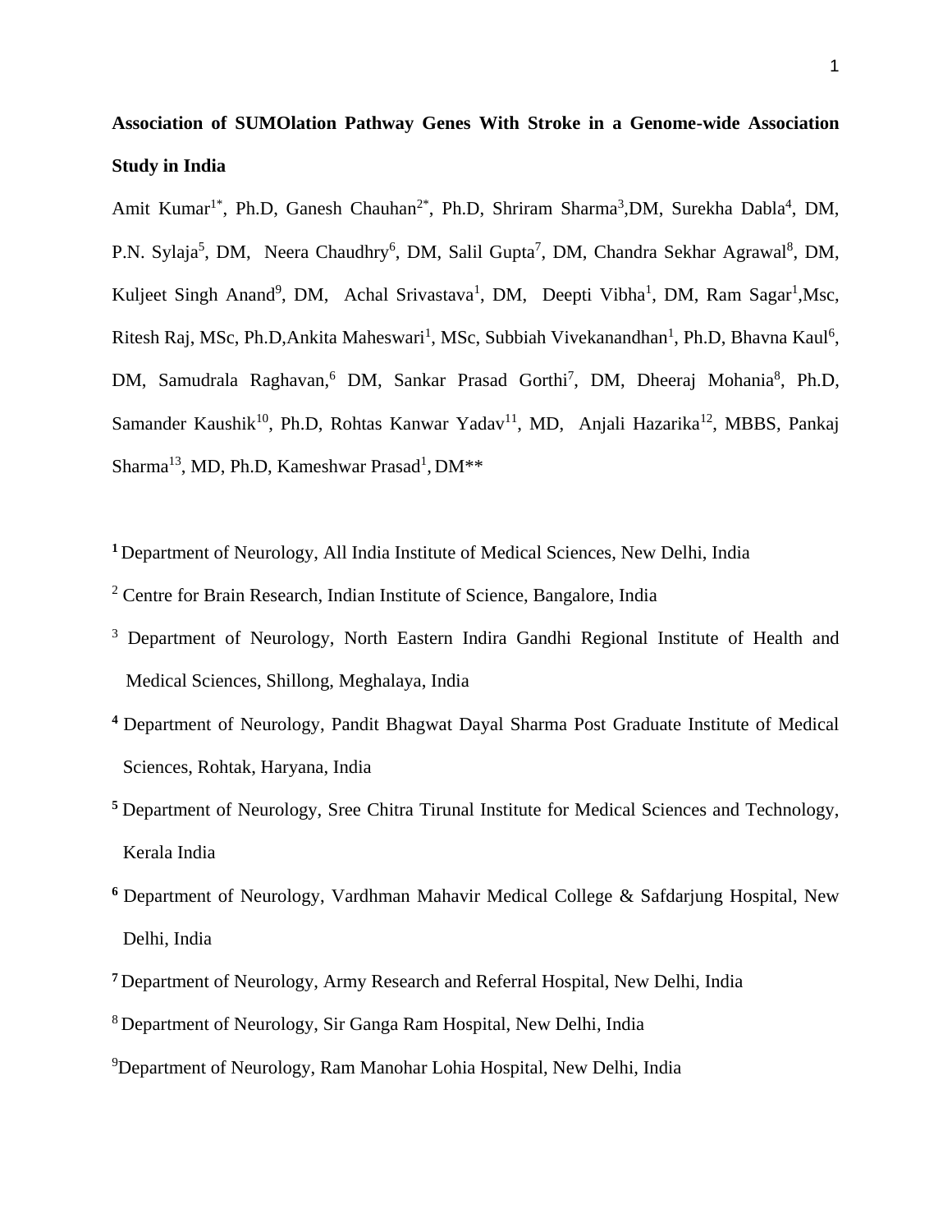**Association of SUMOlation Pathway Genes With Stroke in a Genome-wide Association Study in India**

Amit Kumar[1*], Ph.D, Ganesh Chauhan[2*], Ph.D, Shriram Sharma[3],DM, Surekha Dabla[4], DM, P.N. Sylaja[5], DM, Neera Chaudhry[6], DM, Salil Gupta[7], DM, Chandra Sekhar Agrawal[8], DM, Kuljeet Singh Anand[9], DM, Achal Srivastava[1], DM, Deepti Vibha[1], DM, Ram Sagar[1],Msc, Ritesh Raj, MSc, Ph.D,Ankita Maheswari[1], MSc, Subbiah Vivekanandhan[1], Ph.D, Bhavna Kaul[6], DM, Samudrala Raghavan,[6] DM, Sankar Prasad Gorthi[7], DM, Dheeraj Mohania[8], Ph.D, Samander Kaushik[10], Ph.D, Rohtas Kanwar Yadav[11], MD, Anjali Hazarika[12], MBBS, Pankaj Sharma[13], MD, Ph.D, Kameshwar Prasad[1], DM**

[1] Department of Neurology, All India Institute of Medical Sciences, New Delhi, India

[2] Centre for Brain Research, Indian Institute of Science, Bangalore, India

[3] Department of Neurology, North Eastern Indira Gandhi Regional Institute of Health and Medical Sciences, Shillong, Meghalaya, India

[4] Department of Neurology, Pandit Bhagwat Dayal Sharma Post Graduate Institute of Medical Sciences, Rohtak, Haryana, India

[5] Department of Neurology, Sree Chitra Tirunal Institute for Medical Sciences and Technology, Kerala India

[6] Department of Neurology, Vardhman Mahavir Medical College & Safdarjung Hospital, New Delhi, India

[7] Department of Neurology, Army Research and Referral Hospital, New Delhi, India

[8] Department of Neurology, Sir Ganga Ram Hospital, New Delhi, India

[9] Department of Neurology, Ram Manohar Lohia Hospital, New Delhi, India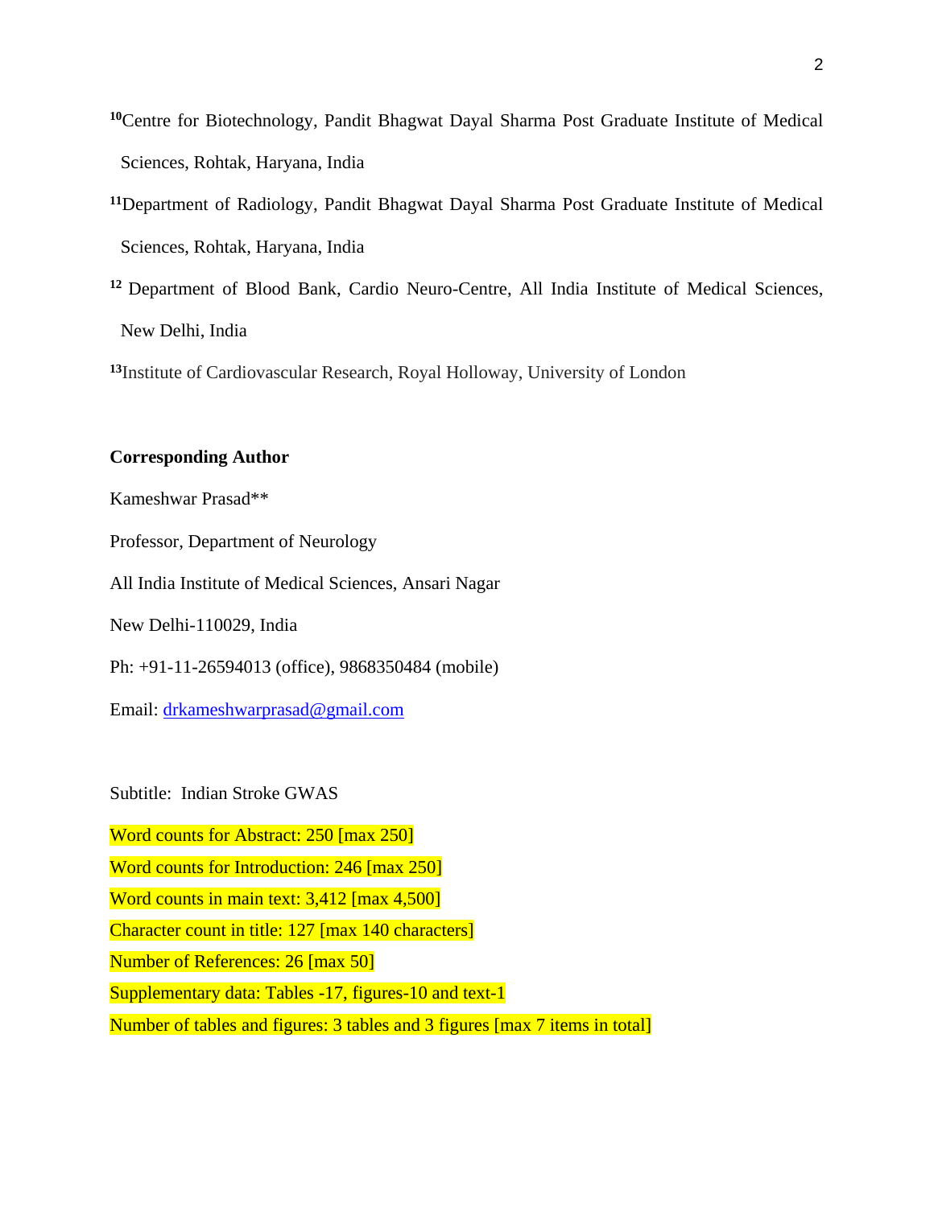[10]Centre for Biotechnology, Pandit Bhagwat Dayal Sharma Post Graduate Institute of Medical Sciences, Rohtak, Haryana, India

[11]Department of Radiology, Pandit Bhagwat Dayal Sharma Post Graduate Institute of Medical Sciences, Rohtak, Haryana, India

[12] Department of Blood Bank, Cardio Neuro-Centre, All India Institute of Medical Sciences, New Delhi, India

[13]Institute of Cardiovascular Research, Royal Holloway, University of London

**Corresponding Author**

Kameshwar Prasad**

Professor, Department of Neurology

All India Institute of Medical Sciences, Ansari Nagar

New Delhi-110029, India

Ph: +91-11-26594013 (office), 9868350484 (mobile)

Email: drkameshwarprasad@gmail.com

Subtitle: Indian Stroke GWAS

Word counts for Abstract: 250 [max 250]

Word counts for Introduction: 246 [max 250]

Word counts in main text: 3,412 [max 4,500]

Character count in title: 127 [max 140 characters]

Number of References: 26 [max 50]

Supplementary data: Tables -17, figures-10 and text-1

Number of tables and figures: 3 tables and 3 figures [max 7 items in total]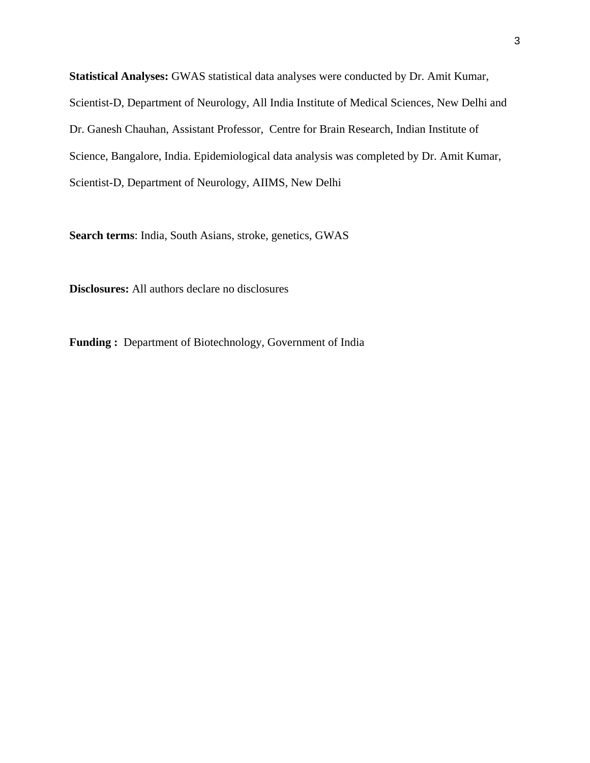**Statistical Analyses:** GWAS statistical data analyses were conducted by Dr. Amit Kumar, Scientist-D, Department of Neurology, All India Institute of Medical Sciences, New Delhi and Dr. Ganesh Chauhan, Assistant Professor, Centre for Brain Research, Indian Institute of Science, Bangalore, India. Epidemiological data analysis was completed by Dr. Amit Kumar, Scientist-D, Department of Neurology, AIIMS, New Delhi

**Search terms**: India, South Asians, stroke, genetics, GWAS

**Disclosures:** All authors declare no disclosures

**Funding :** Department of Biotechnology, Government of India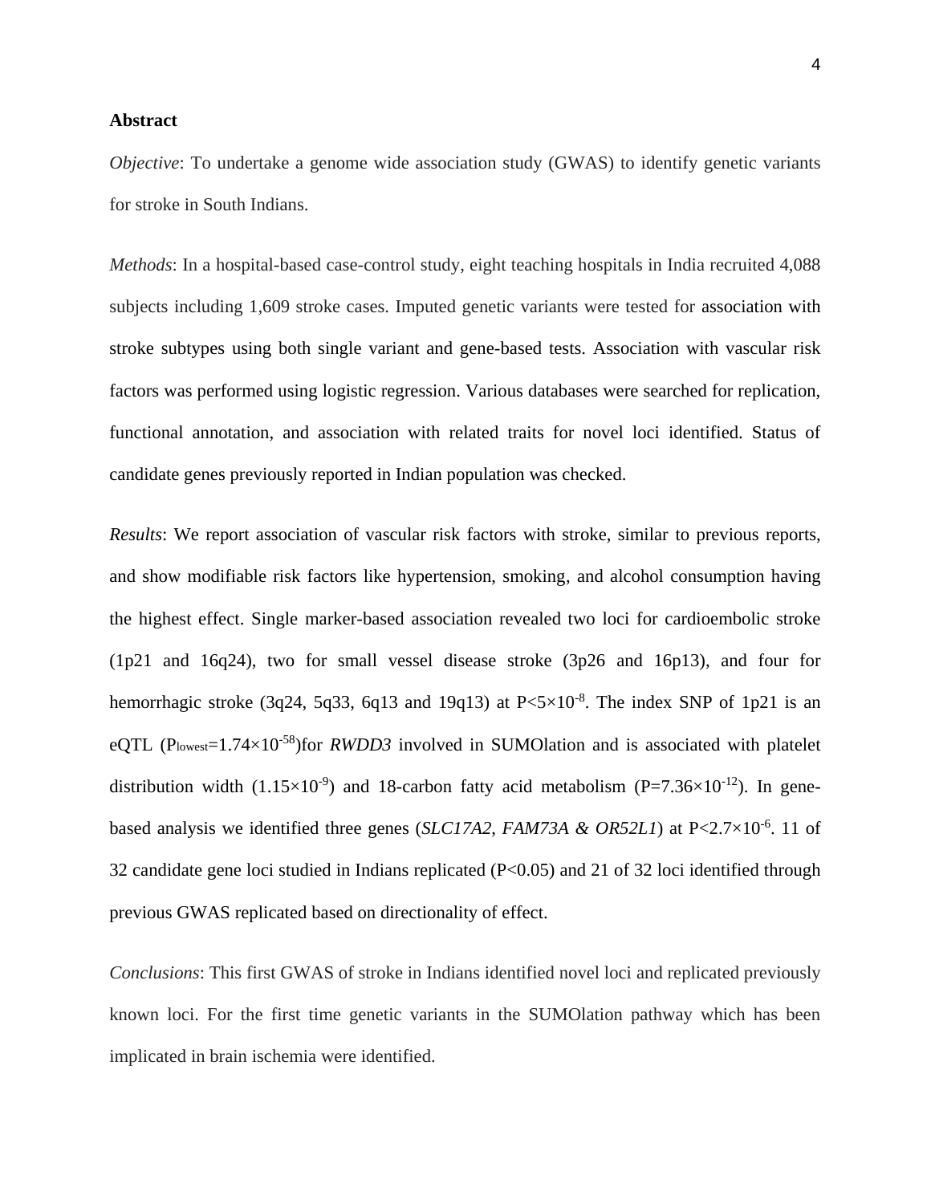**Abstract**

*Objective*: To undertake a genome wide association study (GWAS) to identify genetic variants for stroke in South Indians.

*Methods*: In a hospital-based case-control study, eight teaching hospitals in India recruited 4,088 subjects including 1,609 stroke cases. Imputed genetic variants were tested for association with stroke subtypes using both single variant and gene-based tests. Association with vascular risk factors was performed using logistic regression. Various databases were searched for replication, functional annotation, and association with related traits for novel loci identified. Status of candidate genes previously reported in Indian population was checked.

*Results*: We report association of vascular risk factors with stroke, similar to previous reports, and show modifiable risk factors like hypertension, smoking, and alcohol consumption having the highest effect. Single marker-based association revealed two loci for cardioembolic stroke (1p21 and 16q24), two for small vessel disease stroke (3p26 and 16p13), and four for hemorrhagic stroke (3q24, 5q33, 6q13 and 19q13) at $P<5\times10^{-8}$. The index SNP of 1p21 is an eQTL ($P_{lowest}=1.74\times10^{-58}$)for *RWDD3* involved in SUMOlation and is associated with platelet distribution width ($1.15\times10^{-9}$) and 18-carbon fatty acid metabolism ($P=7.36\times10^{-12}$). In gene-based analysis we identified three genes (*SLC17A2*, *FAM73A & OR52L1*) at $P<2.7\times10^{-6}$. 11 of 32 candidate gene loci studied in Indians replicated ($P<0.05$) and 21 of 32 loci identified through previous GWAS replicated based on directionality of effect.

*Conclusions*: This first GWAS of stroke in Indians identified novel loci and replicated previously known loci. For the first time genetic variants in the SUMOlation pathway which has been implicated in brain ischemia were identified.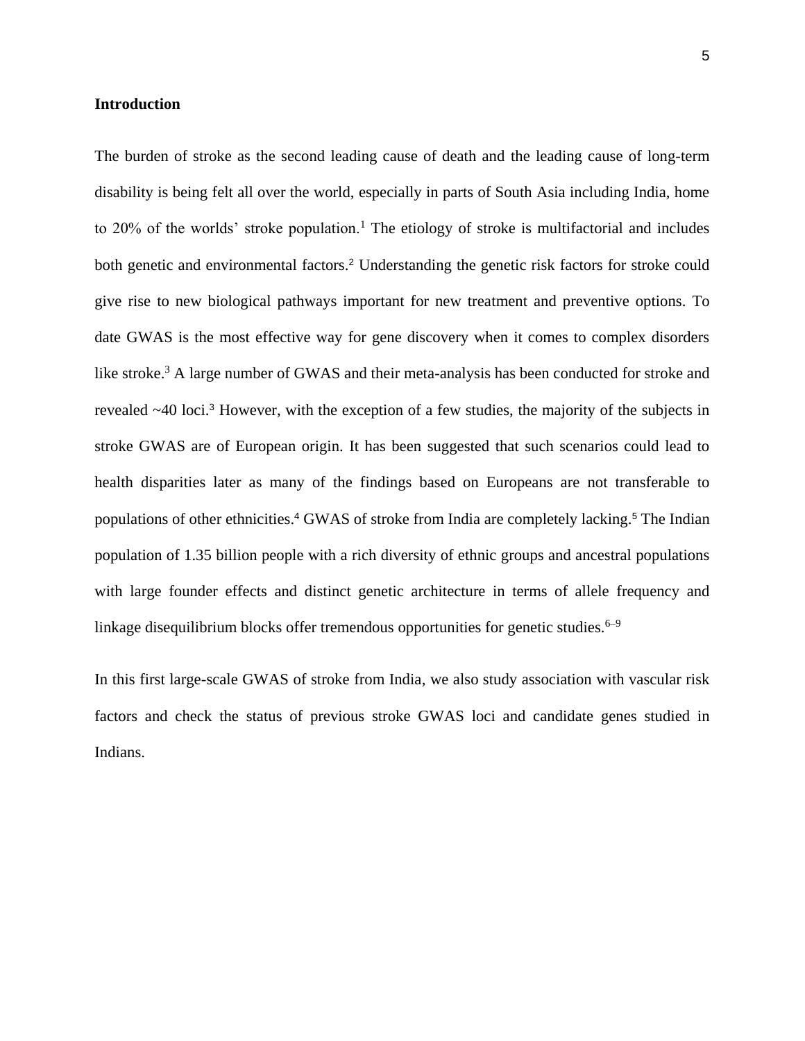## Introduction

The burden of stroke as the second leading cause of death and the leading cause of long-term disability is being felt all over the world, especially in parts of South Asia including India, home to 20% of the worlds' stroke population.[1] The etiology of stroke is multifactorial and includes both genetic and environmental factors.[2] Understanding the genetic risk factors for stroke could give rise to new biological pathways important for new treatment and preventive options. To date GWAS is the most effective way for gene discovery when it comes to complex disorders like stroke.[3] A large number of GWAS and their meta-analysis has been conducted for stroke and revealed ~40 loci.[3] However, with the exception of a few studies, the majority of the subjects in stroke GWAS are of European origin. It has been suggested that such scenarios could lead to health disparities later as many of the findings based on Europeans are not transferable to populations of other ethnicities.[4] GWAS of stroke from India are completely lacking.[5] The Indian population of 1.35 billion people with a rich diversity of ethnic groups and ancestral populations with large founder effects and distinct genetic architecture in terms of allele frequency and linkage disequilibrium blocks offer tremendous opportunities for genetic studies.[6–9]

In this first large-scale GWAS of stroke from India, we also study association with vascular risk factors and check the status of previous stroke GWAS loci and candidate genes studied in Indians.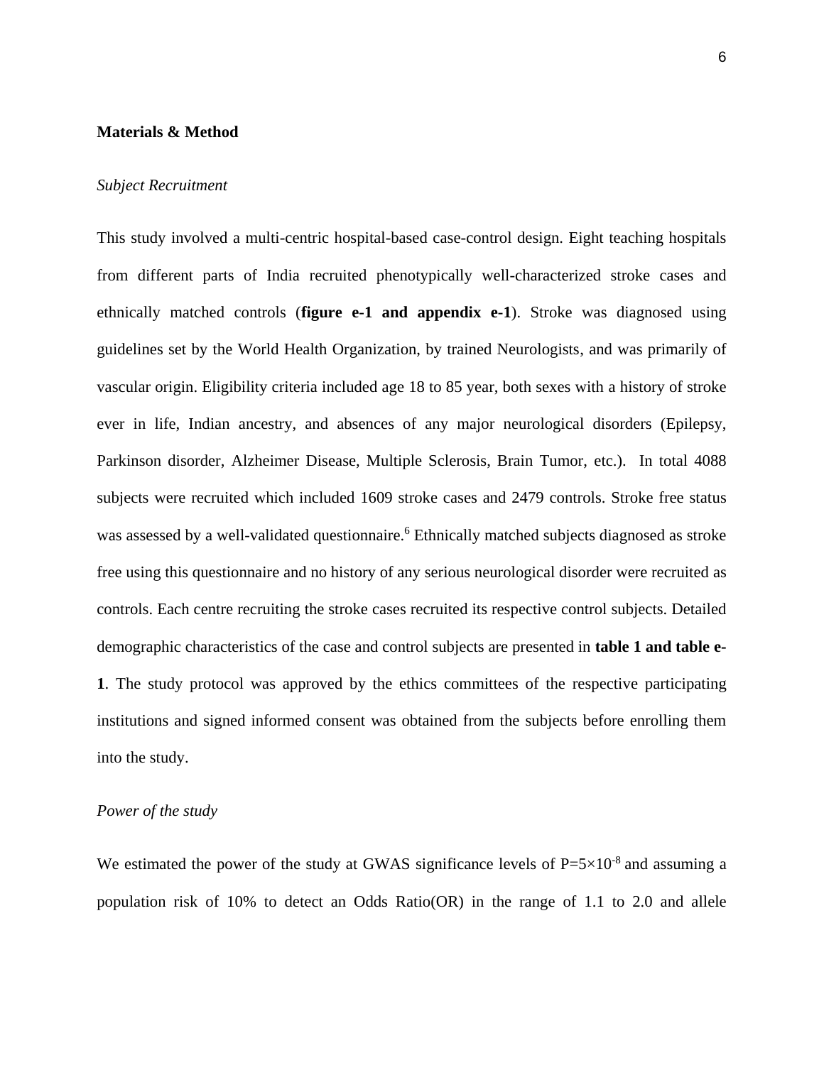**Materials & Method**

*Subject Recruitment*

This study involved a multi-centric hospital-based case-control design. Eight teaching hospitals from different parts of India recruited phenotypically well-characterized stroke cases and ethnically matched controls (**figure e-1 and appendix e-1**). Stroke was diagnosed using guidelines set by the World Health Organization, by trained Neurologists, and was primarily of vascular origin. Eligibility criteria included age 18 to 85 year, both sexes with a history of stroke ever in life, Indian ancestry, and absences of any major neurological disorders (Epilepsy, Parkinson disorder, Alzheimer Disease, Multiple Sclerosis, Brain Tumor, etc.). In total 4088 subjects were recruited which included 1609 stroke cases and 2479 controls. Stroke free status was assessed by a well-validated questionnaire.[6] Ethnically matched subjects diagnosed as stroke free using this questionnaire and no history of any serious neurological disorder were recruited as controls. Each centre recruiting the stroke cases recruited its respective control subjects. Detailed demographic characteristics of the case and control subjects are presented in **table 1 and table e-1**. The study protocol was approved by the ethics committees of the respective participating institutions and signed informed consent was obtained from the subjects before enrolling them into the study.

*Power of the study*

We estimated the power of the study at GWAS significance levels of $P=5\times10^{-8}$ and assuming a population risk of 10% to detect an Odds Ratio(OR) in the range of 1.1 to 2.0 and allele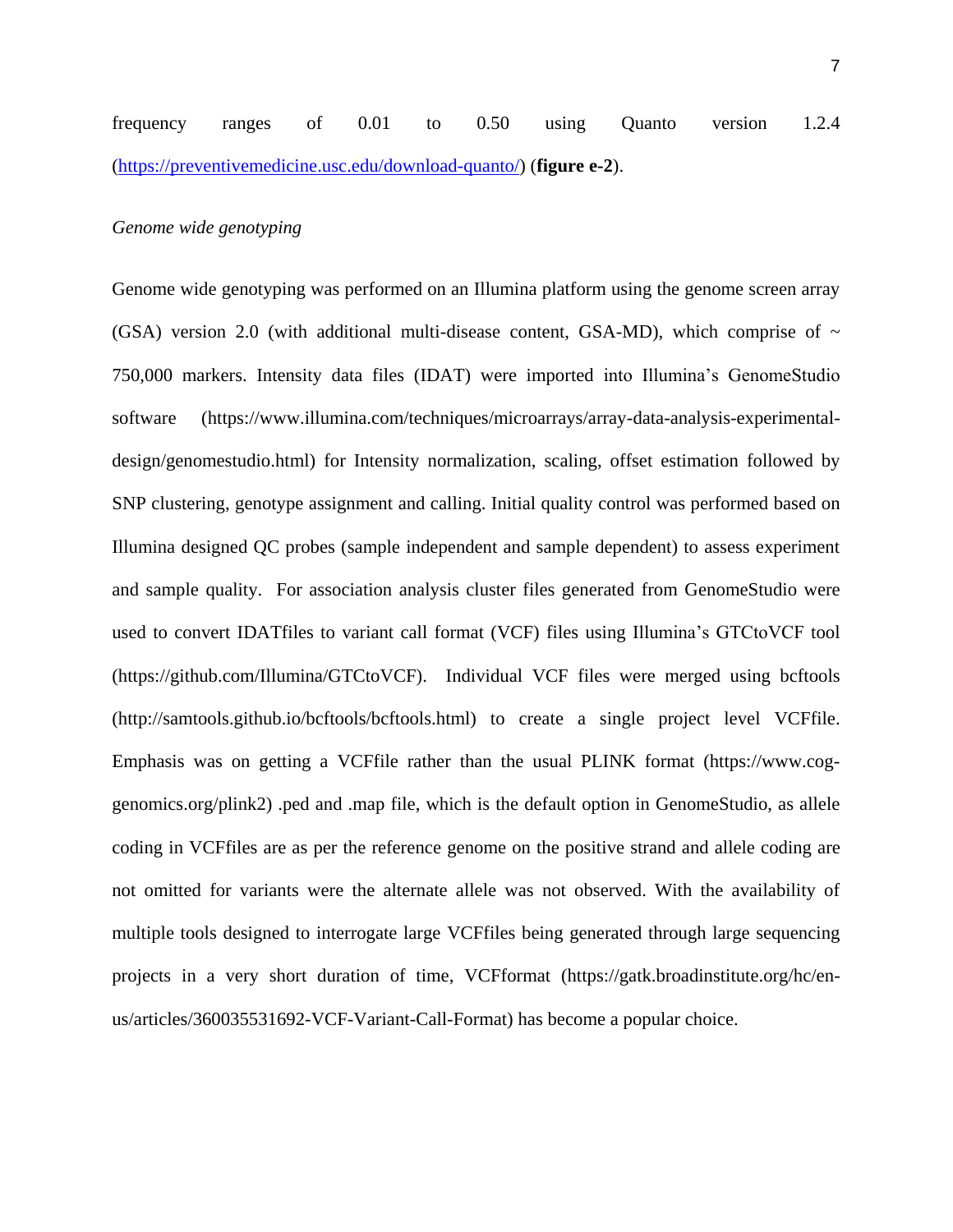frequency ranges of 0.01 to 0.50 using Quanto version 1.2.4 (https://preventivemedicine.usc.edu/download-quanto/) (**figure e-2**).

*Genome wide genotyping*

Genome wide genotyping was performed on an Illumina platform using the genome screen array (GSA) version 2.0 (with additional multi-disease content, GSA-MD), which comprise of ~ 750,000 markers. Intensity data files (IDAT) were imported into Illumina's GenomeStudio software (https://www.illumina.com/techniques/microarrays/array-data-analysis-experimental-design/genomestudio.html) for Intensity normalization, scaling, offset estimation followed by SNP clustering, genotype assignment and calling. Initial quality control was performed based on Illumina designed QC probes (sample independent and sample dependent) to assess experiment and sample quality. For association analysis cluster files generated from GenomeStudio were used to convert IDATfiles to variant call format (VCF) files using Illumina's GTCtoVCF tool (https://github.com/Illumina/GTCtoVCF). Individual VCF files were merged using bcftools (http://samtools.github.io/bcftools/bcftools.html) to create a single project level VCFfile. Emphasis was on getting a VCFfile rather than the usual PLINK format (https://www.cog-genomics.org/plink2) .ped and .map file, which is the default option in GenomeStudio, as allele coding in VCFfiles are as per the reference genome on the positive strand and allele coding are not omitted for variants were the alternate allele was not observed. With the availability of multiple tools designed to interrogate large VCFfiles being generated through large sequencing projects in a very short duration of time, VCFformat (https://gatk.broadinstitute.org/hc/en-us/articles/360035531692-VCF-Variant-Call-Format) has become a popular choice.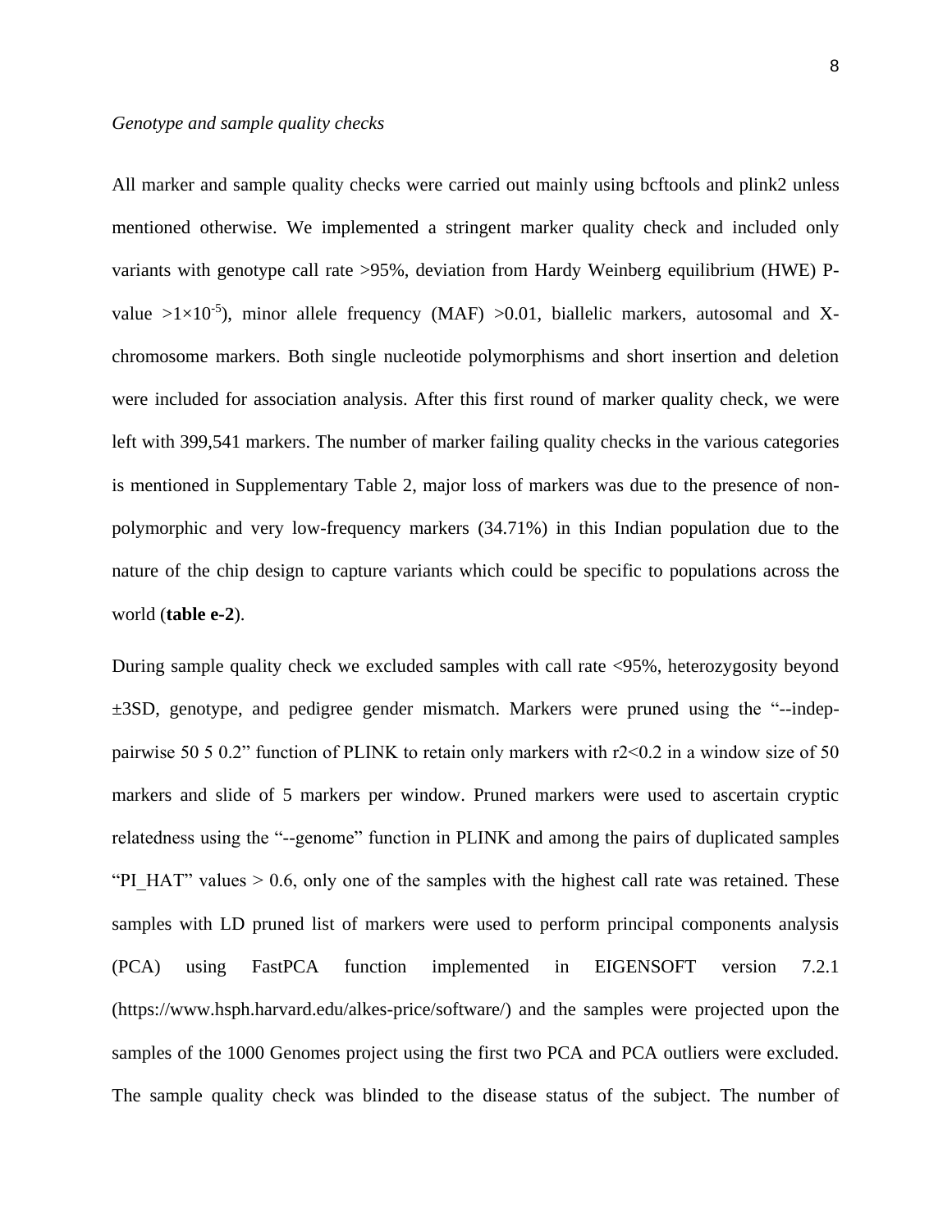*Genotype and sample quality checks*

All marker and sample quality checks were carried out mainly using bcftools and plink2 unless mentioned otherwise. We implemented a stringent marker quality check and included only variants with genotype call rate >95%, deviation from Hardy Weinberg equilibrium (HWE) P-value $>1\times10^{-5}$), minor allele frequency (MAF) >0.01, biallelic markers, autosomal and X-chromosome markers. Both single nucleotide polymorphisms and short insertion and deletion were included for association analysis. After this first round of marker quality check, we were left with 399,541 markers. The number of marker failing quality checks in the various categories is mentioned in Supplementary Table 2, major loss of markers was due to the presence of non-polymorphic and very low-frequency markers (34.71%) in this Indian population due to the nature of the chip design to capture variants which could be specific to populations across the world (**table e-2**).

During sample quality check we excluded samples with call rate <95%, heterozygosity beyond ±3SD, genotype, and pedigree gender mismatch. Markers were pruned using the "--indep-pairwise 50 5 0.2" function of PLINK to retain only markers with r2<0.2 in a window size of 50 markers and slide of 5 markers per window. Pruned markers were used to ascertain cryptic relatedness using the "--genome" function in PLINK and among the pairs of duplicated samples "PI_HAT" values > 0.6, only one of the samples with the highest call rate was retained. These samples with LD pruned list of markers were used to perform principal components analysis (PCA) using FastPCA function implemented in EIGENSOFT version 7.2.1 (https://www.hsph.harvard.edu/alkes-price/software/) and the samples were projected upon the samples of the 1000 Genomes project using the first two PCA and PCA outliers were excluded. The sample quality check was blinded to the disease status of the subject. The number of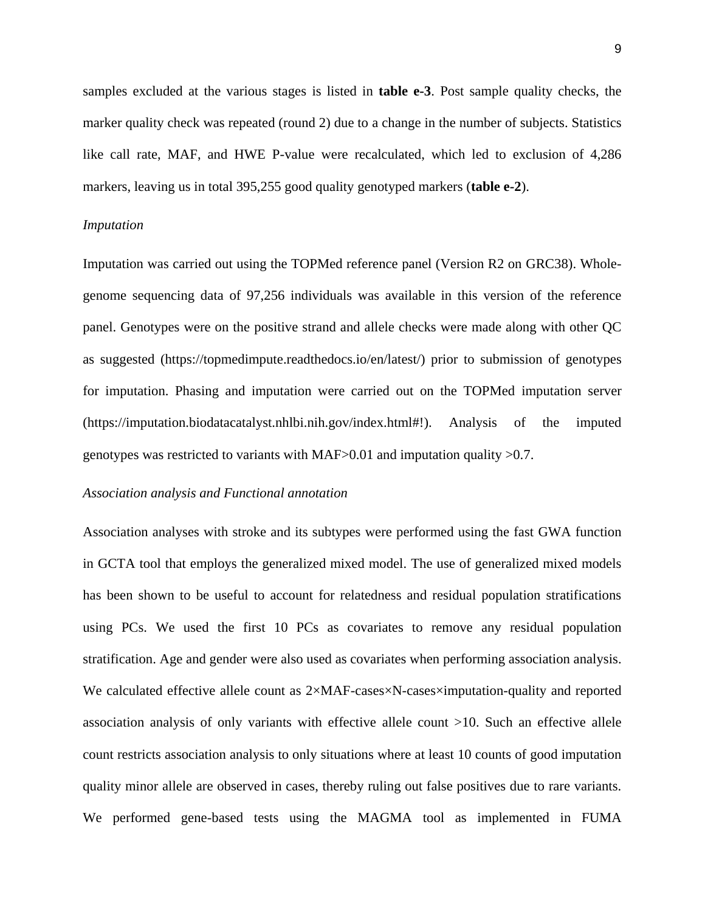samples excluded at the various stages is listed in **table e-3**. Post sample quality checks, the marker quality check was repeated (round 2) due to a change in the number of subjects. Statistics like call rate, MAF, and HWE P-value were recalculated, which led to exclusion of 4,286 markers, leaving us in total 395,255 good quality genotyped markers (**table e-2**).

*Imputation*

Imputation was carried out using the TOPMed reference panel (Version R2 on GRC38). Whole-genome sequencing data of 97,256 individuals was available in this version of the reference panel. Genotypes were on the positive strand and allele checks were made along with other QC as suggested (https://topmedimpute.readthedocs.io/en/latest/) prior to submission of genotypes for imputation. Phasing and imputation were carried out on the TOPMed imputation server (https://imputation.biodatacatalyst.nhlbi.nih.gov/index.html#!). Analysis of the imputed genotypes was restricted to variants with MAF>0.01 and imputation quality >0.7.

*Association analysis and Functional annotation*

Association analyses with stroke and its subtypes were performed using the fast GWA function in GCTA tool that employs the generalized mixed model. The use of generalized mixed models has been shown to be useful to account for relatedness and residual population stratifications using PCs. We used the first 10 PCs as covariates to remove any residual population stratification. Age and gender were also used as covariates when performing association analysis. We calculated effective allele count as 2×MAF-cases×N-cases×imputation-quality and reported association analysis of only variants with effective allele count >10. Such an effective allele count restricts association analysis to only situations where at least 10 counts of good imputation quality minor allele are observed in cases, thereby ruling out false positives due to rare variants. We performed gene-based tests using the MAGMA tool as implemented in FUMA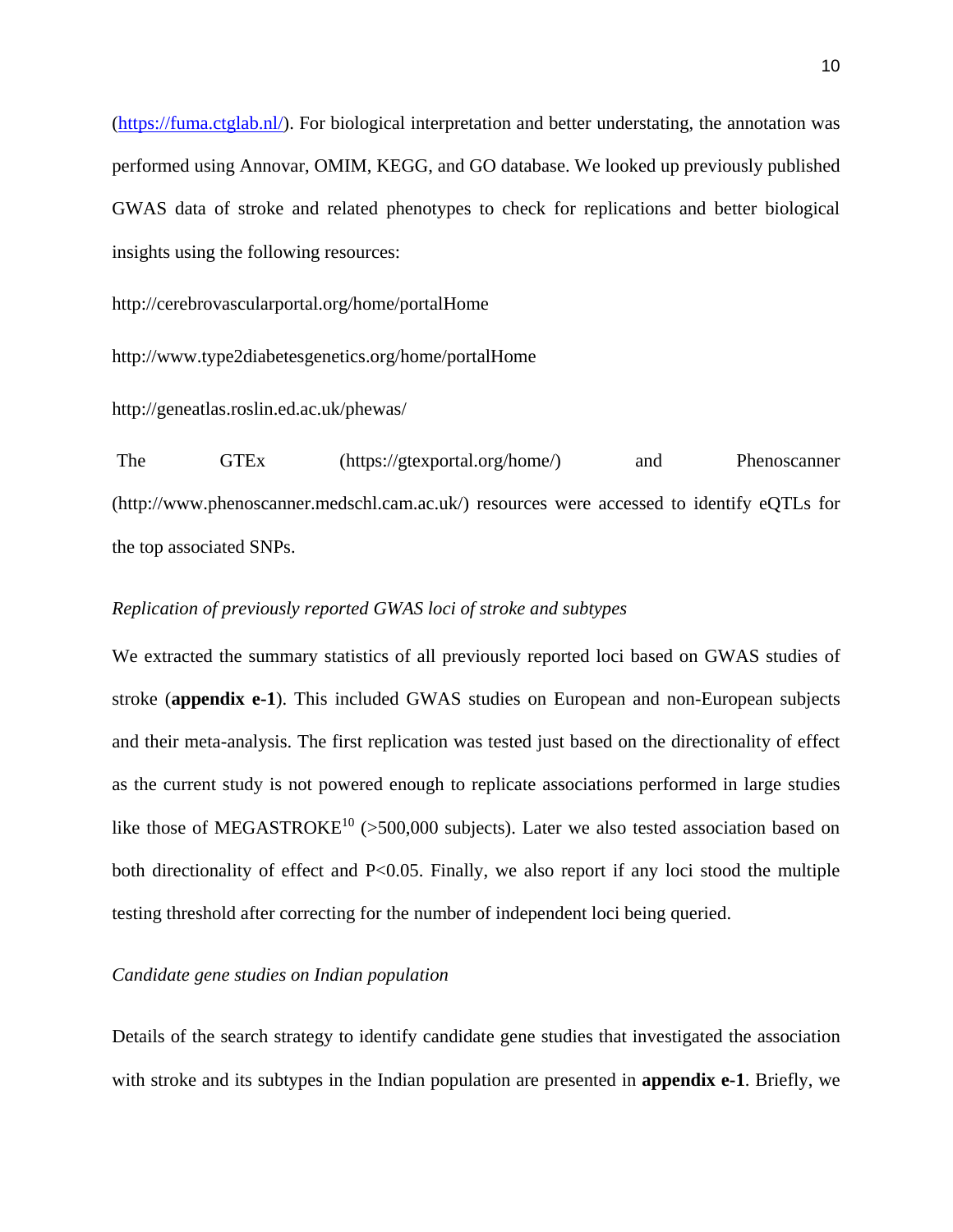(https://fuma.ctglab.nl/). For biological interpretation and better understating, the annotation was performed using Annovar, OMIM, KEGG, and GO database. We looked up previously published GWAS data of stroke and related phenotypes to check for replications and better biological insights using the following resources:

http://cerebrovascularportal.org/home/portalHome

http://www.type2diabetesgenetics.org/home/portalHome

http://geneatlas.roslin.ed.ac.uk/phewas/

The GTEx (https://gtexportal.org/home/) and Phenoscanner (http://www.phenoscanner.medschl.cam.ac.uk/) resources were accessed to identify eQTLs for the top associated SNPs.

*Replication of previously reported GWAS loci of stroke and subtypes*

We extracted the summary statistics of all previously reported loci based on GWAS studies of stroke (**appendix e-1**). This included GWAS studies on European and non-European subjects and their meta-analysis. The first replication was tested just based on the directionality of effect as the current study is not powered enough to replicate associations performed in large studies like those of MEGASTROKE[10] (>500,000 subjects). Later we also tested association based on both directionality of effect and $P<0.05$. Finally, we also report if any loci stood the multiple testing threshold after correcting for the number of independent loci being queried.

*Candidate gene studies on Indian population*

Details of the search strategy to identify candidate gene studies that investigated the association with stroke and its subtypes in the Indian population are presented in **appendix e-1**. Briefly, we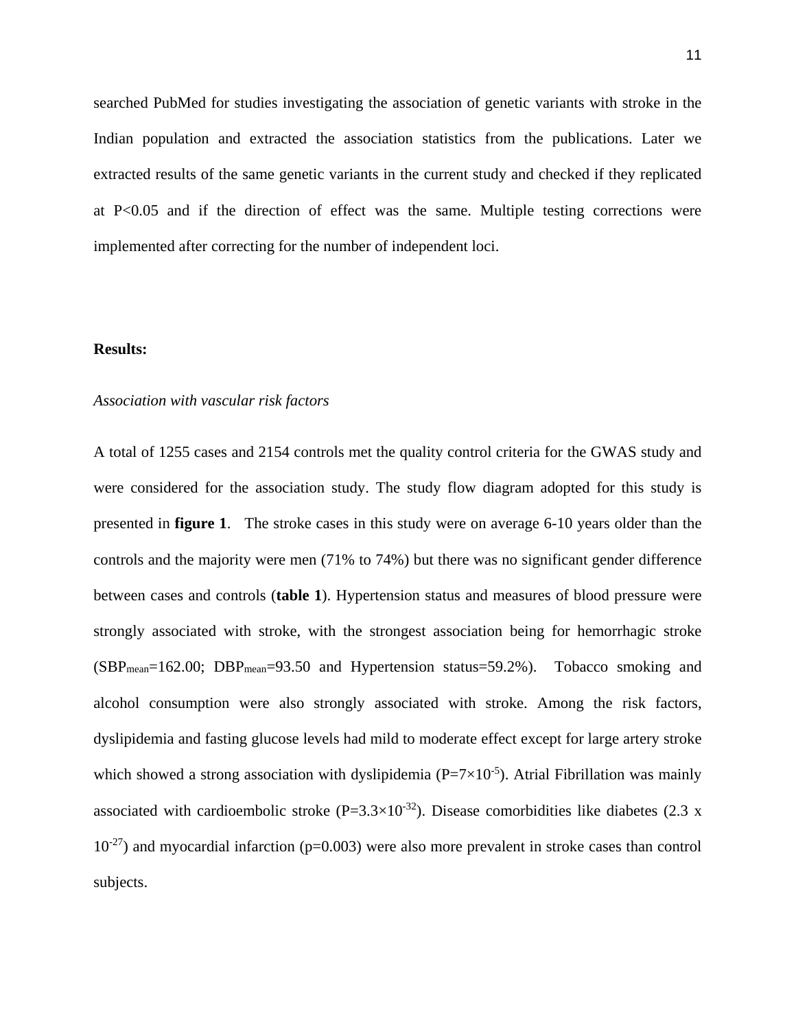searched PubMed for studies investigating the association of genetic variants with stroke in the Indian population and extracted the association statistics from the publications. Later we extracted results of the same genetic variants in the current study and checked if they replicated at $P<0.05$ and if the direction of effect was the same. Multiple testing corrections were implemented after correcting for the number of independent loci.

**Results:**

*Association with vascular risk factors*

A total of 1255 cases and 2154 controls met the quality control criteria for the GWAS study and were considered for the association study. The study flow diagram adopted for this study is presented in **figure 1**. The stroke cases in this study were on average 6-10 years older than the controls and the majority were men (71% to 74%) but there was no significant gender difference between cases and controls (**table 1**). Hypertension status and measures of blood pressure were strongly associated with stroke, with the strongest association being for hemorrhagic stroke ($SBP_{mean}$=162.00; $DBP_{mean}$=93.50 and Hypertension status=59.2%). Tobacco smoking and alcohol consumption were also strongly associated with stroke. Among the risk factors, dyslipidemia and fasting glucose levels had mild to moderate effect except for large artery stroke which showed a strong association with dyslipidemia ($P=7\times10^{-5}$). Atrial Fibrillation was mainly associated with cardioembolic stroke ($P=3.3\times10^{-32}$). Disease comorbidities like diabetes ($2.3 \times 10^{-27}$) and myocardial infarction ($p=0.003$) were also more prevalent in stroke cases than control subjects.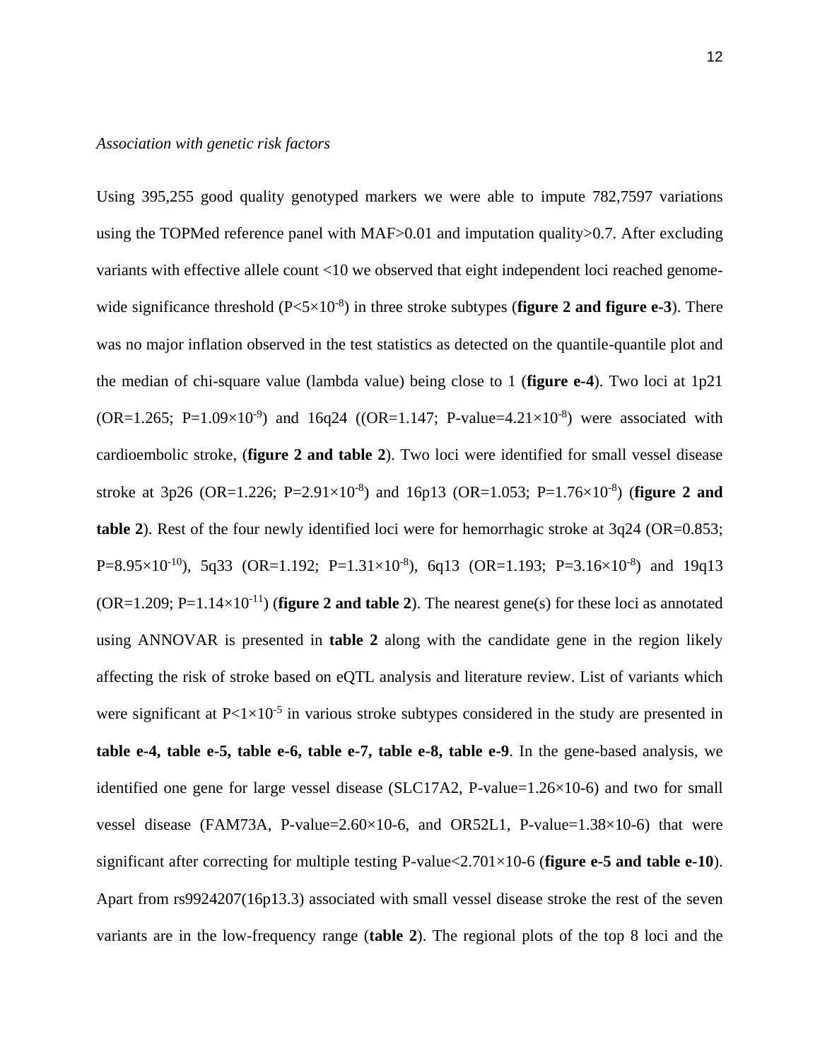*Association with genetic risk factors*

Using 395,255 good quality genotyped markers we were able to impute 782,7597 variations using the TOPMed reference panel with MAF>0.01 and imputation quality>0.7. After excluding variants with effective allele count <10 we observed that eight independent loci reached genome-wide significance threshold ($P<5\times10^{-8}$) in three stroke subtypes (**figure 2 and figure e-3**). There was no major inflation observed in the test statistics as detected on the quantile-quantile plot and the median of chi-square value (lambda value) being close to 1 (**figure e-4**). Two loci at 1p21 (OR=1.265; $P=1.09\times10^{-9}$) and 16q24 ((OR=1.147; P-value=$4.21\times10^{-8}$) were associated with cardioembolic stroke, (**figure 2 and table 2**). Two loci were identified for small vessel disease stroke at 3p26 (OR=1.226; $P=2.91\times10^{-8}$) and 16p13 (OR=1.053; $P=1.76\times10^{-8}$) (**figure 2 and table 2**). Rest of the four newly identified loci were for hemorrhagic stroke at 3q24 (OR=0.853; $P=8.95\times10^{-10}$), 5q33 (OR=1.192; $P=1.31\times10^{-8}$), 6q13 (OR=1.193; $P=3.16\times10^{-8}$) and 19q13 (OR=1.209; $P=1.14\times10^{-11}$) (**figure 2 and table 2**). The nearest gene(s) for these loci as annotated using ANNOVAR is presented in **table 2** along with the candidate gene in the region likely affecting the risk of stroke based on eQTL analysis and literature review. List of variants which were significant at $P<1\times10^{-5}$ in various stroke subtypes considered in the study are presented in **table e-4, table e-5, table e-6, table e-7, table e-8, table e-9**. In the gene-based analysis, we identified one gene for large vessel disease (SLC17A2, P-value=1.26×10-6) and two for small vessel disease (FAM73A, P-value=2.60×10-6, and OR52L1, P-value=1.38×10-6) that were significant after correcting for multiple testing P-value<2.701×10-6 (**figure e-5 and table e-10**). Apart from rs9924207(16p13.3) associated with small vessel disease stroke the rest of the seven variants are in the low-frequency range (**table 2**). The regional plots of the top 8 loci and the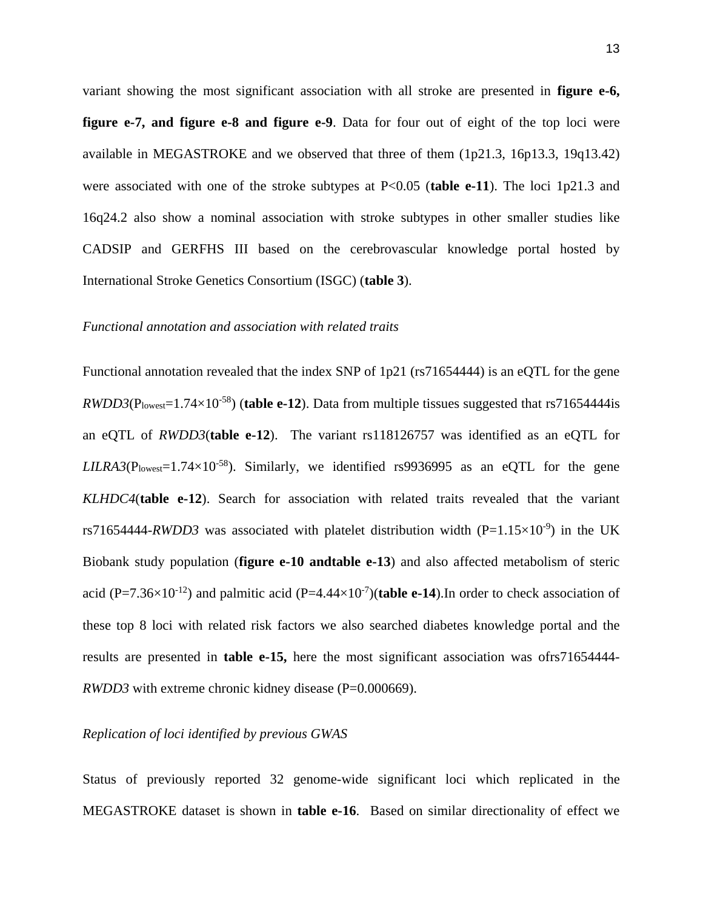variant showing the most significant association with all stroke are presented in **figure e-6, figure e-7, and figure e-8 and figure e-9**. Data for four out of eight of the top loci were available in MEGASTROKE and we observed that three of them (1p21.3, 16p13.3, 19q13.42) were associated with one of the stroke subtypes at P<0.05 (**table e-11**). The loci 1p21.3 and 16q24.2 also show a nominal association with stroke subtypes in other smaller studies like CADSIP and GERFHS III based on the cerebrovascular knowledge portal hosted by International Stroke Genetics Consortium (ISGC) (**table 3**).

*Functional annotation and association with related traits*

Functional annotation revealed that the index SNP of 1p21 (rs71654444) is an eQTL for the gene *RWDD3*($P_{lowest}$=1.74×$10^{-58}$) (**table e-12**). Data from multiple tissues suggested that rs71654444is an eQTL of *RWDD3*(**table e-12**). The variant rs118126757 was identified as an eQTL for *LILRA3*($P_{lowest}$=1.74×$10^{-58}$). Similarly, we identified rs9936995 as an eQTL for the gene *KLHDC4*(**table e-12**). Search for association with related traits revealed that the variant rs71654444-*RWDD3* was associated with platelet distribution width (P=1.15×$10^{-9}$) in the UK Biobank study population (**figure e-10 andtable e-13**) and also affected metabolism of steric acid (P=7.36×$10^{-12}$) and palmitic acid (P=4.44×$10^{-7}$)(**table e-14**).In order to check association of these top 8 loci with related risk factors we also searched diabetes knowledge portal and the results are presented in **table e-15,** here the most significant association was ofrs71654444-*RWDD3* with extreme chronic kidney disease (P=0.000669).

*Replication of loci identified by previous GWAS*

Status of previously reported 32 genome-wide significant loci which replicated in the MEGASTROKE dataset is shown in **table e-16**. Based on similar directionality of effect we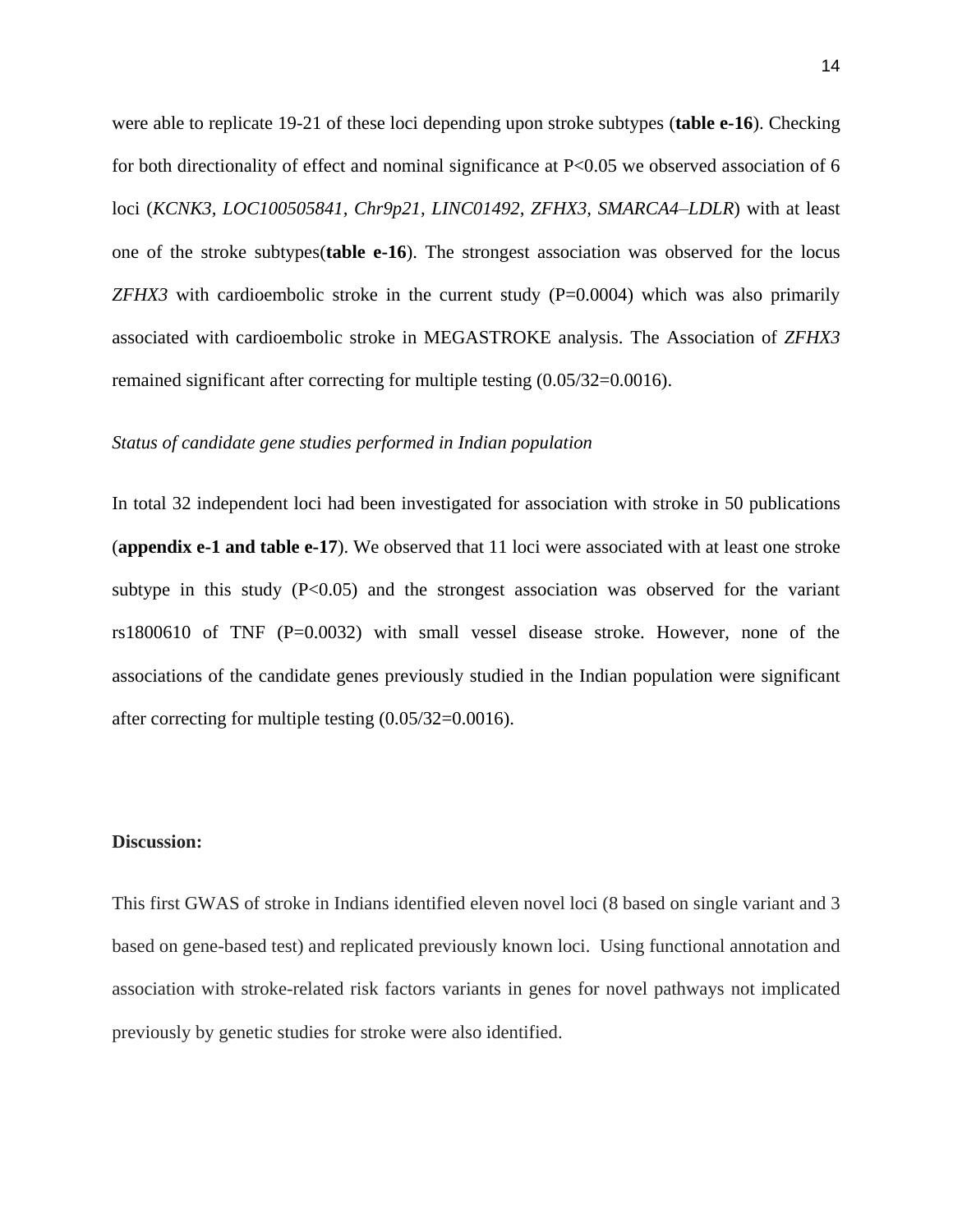were able to replicate 19-21 of these loci depending upon stroke subtypes (**table e-16**). Checking for both directionality of effect and nominal significance at P<0.05 we observed association of 6 loci (*KCNK3*, *LOC100505841*, *Chr9p21*, *LINC01492*, *ZFHX3*, *SMARCA4–LDLR*) with at least one of the stroke subtypes(**table e-16**). The strongest association was observed for the locus *ZFHX3* with cardioembolic stroke in the current study (P=0.0004) which was also primarily associated with cardioembolic stroke in MEGASTROKE analysis. The Association of *ZFHX3* remained significant after correcting for multiple testing (0.05/32=0.0016).

*Status of candidate gene studies performed in Indian population*

In total 32 independent loci had been investigated for association with stroke in 50 publications (**appendix e-1 and table e-17**). We observed that 11 loci were associated with at least one stroke subtype in this study (P<0.05) and the strongest association was observed for the variant rs1800610 of TNF (P=0.0032) with small vessel disease stroke. However, none of the associations of the candidate genes previously studied in the Indian population were significant after correcting for multiple testing (0.05/32=0.0016).

**Discussion:**

This first GWAS of stroke in Indians identified eleven novel loci (8 based on single variant and 3 based on gene-based test) and replicated previously known loci. Using functional annotation and association with stroke-related risk factors variants in genes for novel pathways not implicated previously by genetic studies for stroke were also identified.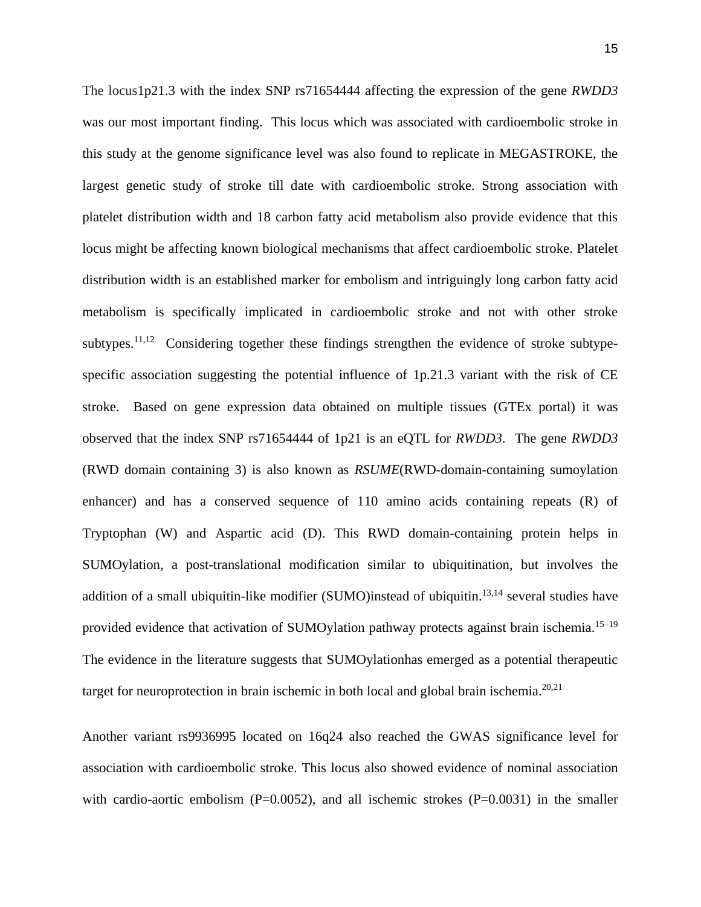The locus1p21.3 with the index SNP rs71654444 affecting the expression of the gene *RWDD3* was our most important finding. This locus which was associated with cardioembolic stroke in this study at the genome significance level was also found to replicate in MEGASTROKE, the largest genetic study of stroke till date with cardioembolic stroke. Strong association with platelet distribution width and 18 carbon fatty acid metabolism also provide evidence that this locus might be affecting known biological mechanisms that affect cardioembolic stroke. Platelet distribution width is an established marker for embolism and intriguingly long carbon fatty acid metabolism is specifically implicated in cardioembolic stroke and not with other stroke subtypes.[11,12] Considering together these findings strengthen the evidence of stroke subtype-specific association suggesting the potential influence of 1p.21.3 variant with the risk of CE stroke. Based on gene expression data obtained on multiple tissues (GTEx portal) it was observed that the index SNP rs71654444 of 1p21 is an eQTL for *RWDD3*. The gene *RWDD3* (RWD domain containing 3) is also known as *RSUME*(RWD-domain-containing sumoylation enhancer) and has a conserved sequence of 110 amino acids containing repeats (R) of Tryptophan (W) and Aspartic acid (D). This RWD domain-containing protein helps in SUMOylation, a post-translational modification similar to ubiquitination, but involves the addition of a small ubiquitin-like modifier (SUMO)instead of ubiquitin.[13,14] several studies have provided evidence that activation of SUMOylation pathway protects against brain ischemia.[15–19] The evidence in the literature suggests that SUMOylationhas emerged as a potential therapeutic target for neuroprotection in brain ischemic in both local and global brain ischemia.[20,21]

Another variant rs9936995 located on 16q24 also reached the GWAS significance level for association with cardioembolic stroke. This locus also showed evidence of nominal association with cardio-aortic embolism (P=0.0052), and all ischemic strokes (P=0.0031) in the smaller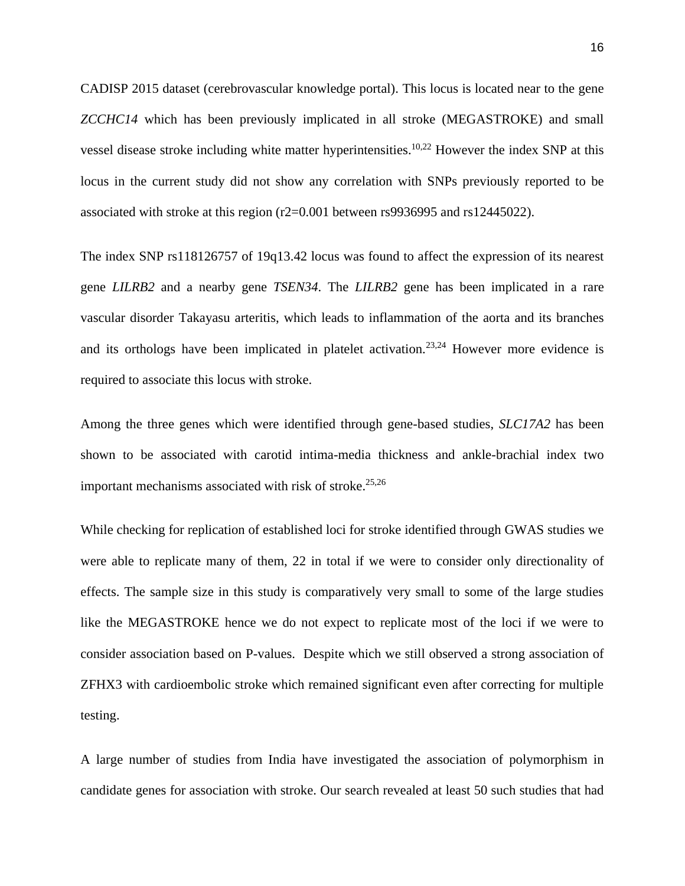CADISP 2015 dataset (cerebrovascular knowledge portal). This locus is located near to the gene *ZCCHC14* which has been previously implicated in all stroke (MEGASTROKE) and small vessel disease stroke including white matter hyperintensities.[10,22] However the index SNP at this locus in the current study did not show any correlation with SNPs previously reported to be associated with stroke at this region (r2=0.001 between rs9936995 and rs12445022).

The index SNP rs118126757 of 19q13.42 locus was found to affect the expression of its nearest gene *LILRB2* and a nearby gene *TSEN34*. The *LILRB2* gene has been implicated in a rare vascular disorder Takayasu arteritis, which leads to inflammation of the aorta and its branches and its orthologs have been implicated in platelet activation.[23,24] However more evidence is required to associate this locus with stroke.

Among the three genes which were identified through gene-based studies, *SLC17A2* has been shown to be associated with carotid intima-media thickness and ankle-brachial index two important mechanisms associated with risk of stroke.[25,26]

While checking for replication of established loci for stroke identified through GWAS studies we were able to replicate many of them, 22 in total if we were to consider only directionality of effects. The sample size in this study is comparatively very small to some of the large studies like the MEGASTROKE hence we do not expect to replicate most of the loci if we were to consider association based on P-values. Despite which we still observed a strong association of ZFHX3 with cardioembolic stroke which remained significant even after correcting for multiple testing.

A large number of studies from India have investigated the association of polymorphism in candidate genes for association with stroke. Our search revealed at least 50 such studies that had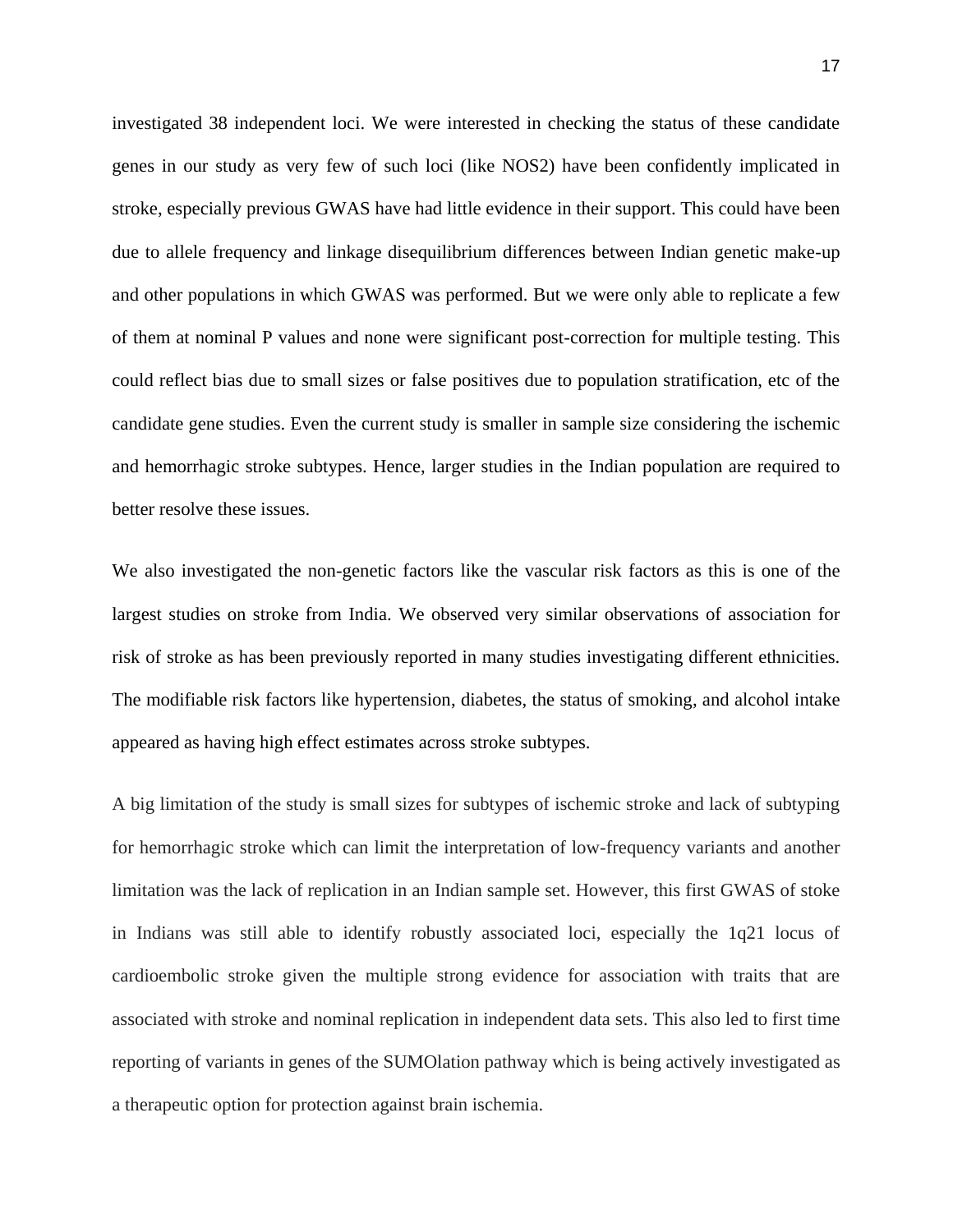investigated 38 independent loci. We were interested in checking the status of these candidate genes in our study as very few of such loci (like NOS2) have been confidently implicated in stroke, especially previous GWAS have had little evidence in their support. This could have been due to allele frequency and linkage disequilibrium differences between Indian genetic make-up and other populations in which GWAS was performed. But we were only able to replicate a few of them at nominal P values and none were significant post-correction for multiple testing. This could reflect bias due to small sizes or false positives due to population stratification, etc of the candidate gene studies. Even the current study is smaller in sample size considering the ischemic and hemorrhagic stroke subtypes. Hence, larger studies in the Indian population are required to better resolve these issues.

We also investigated the non-genetic factors like the vascular risk factors as this is one of the largest studies on stroke from India. We observed very similar observations of association for risk of stroke as has been previously reported in many studies investigating different ethnicities. The modifiable risk factors like hypertension, diabetes, the status of smoking, and alcohol intake appeared as having high effect estimates across stroke subtypes.

A big limitation of the study is small sizes for subtypes of ischemic stroke and lack of subtyping for hemorrhagic stroke which can limit the interpretation of low-frequency variants and another limitation was the lack of replication in an Indian sample set. However, this first GWAS of stoke in Indians was still able to identify robustly associated loci, especially the 1q21 locus of cardioembolic stroke given the multiple strong evidence for association with traits that are associated with stroke and nominal replication in independent data sets. This also led to first time reporting of variants in genes of the SUMOlation pathway which is being actively investigated as a therapeutic option for protection against brain ischemia.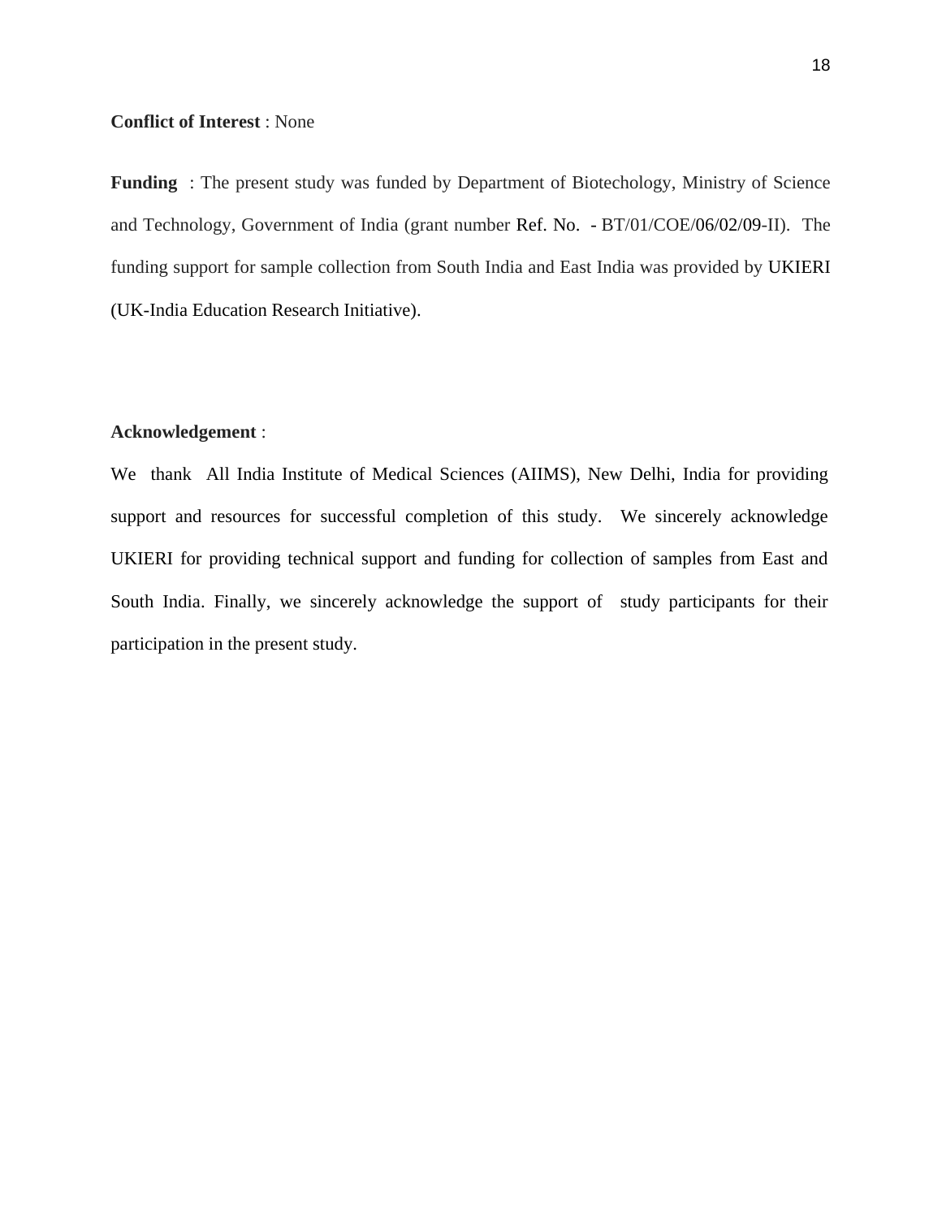**Conflict of Interest** : None

**Funding** : The present study was funded by Department of Biotechology, Ministry of Science and Technology, Government of India (grant number Ref. No. - BT/01/COE/06/02/09-II). The funding support for sample collection from South India and East India was provided by UKIERI (UK-India Education Research Initiative).

**Acknowledgement** :

We thank All India Institute of Medical Sciences (AIIMS), New Delhi, India for providing support and resources for successful completion of this study. We sincerely acknowledge UKIERI for providing technical support and funding for collection of samples from East and South India. Finally, we sincerely acknowledge the support of study participants for their participation in the present study.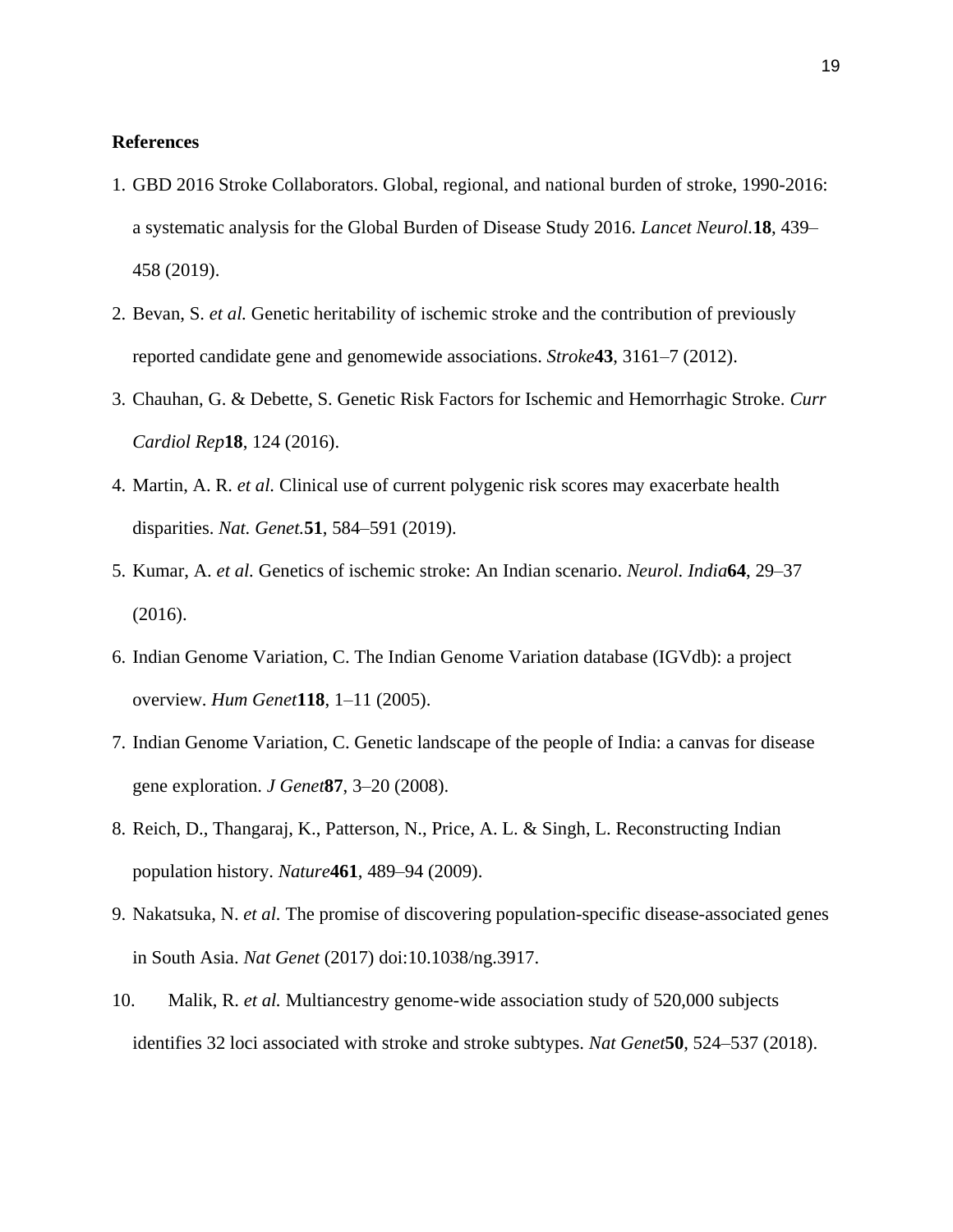**References**

1. GBD 2016 Stroke Collaborators. Global, regional, and national burden of stroke, 1990-2016: a systematic analysis for the Global Burden of Disease Study 2016. *Lancet Neurol.***18**, 439–458 (2019).
2. Bevan, S. *et al.* Genetic heritability of ischemic stroke and the contribution of previously reported candidate gene and genomewide associations. *Stroke***43**, 3161–7 (2012).
3. Chauhan, G. & Debette, S. Genetic Risk Factors for Ischemic and Hemorrhagic Stroke. *Curr Cardiol Rep***18**, 124 (2016).
4. Martin, A. R. *et al.* Clinical use of current polygenic risk scores may exacerbate health disparities. *Nat. Genet.***51**, 584–591 (2019).
5. Kumar, A. *et al*. Genetics of ischemic stroke: An Indian scenario. *Neurol. India***64**, 29–37 (2016).
6. Indian Genome Variation, C. The Indian Genome Variation database (IGVdb): a project overview. *Hum Genet***118**, 1–11 (2005).
7. Indian Genome Variation, C. Genetic landscape of the people of India: a canvas for disease gene exploration. *J Genet***87**, 3–20 (2008).
8. Reich, D., Thangaraj, K., Patterson, N., Price, A. L. & Singh, L. Reconstructing Indian population history. *Nature***461**, 489–94 (2009).
9. Nakatsuka, N. *et al.* The promise of discovering population-specific disease-associated genes in South Asia. *Nat Genet* (2017) doi:10.1038/ng.3917.
10. Malik, R. *et al.* Multiancestry genome-wide association study of 520,000 subjects identifies 32 loci associated with stroke and stroke subtypes. *Nat Genet***50**, 524–537 (2018).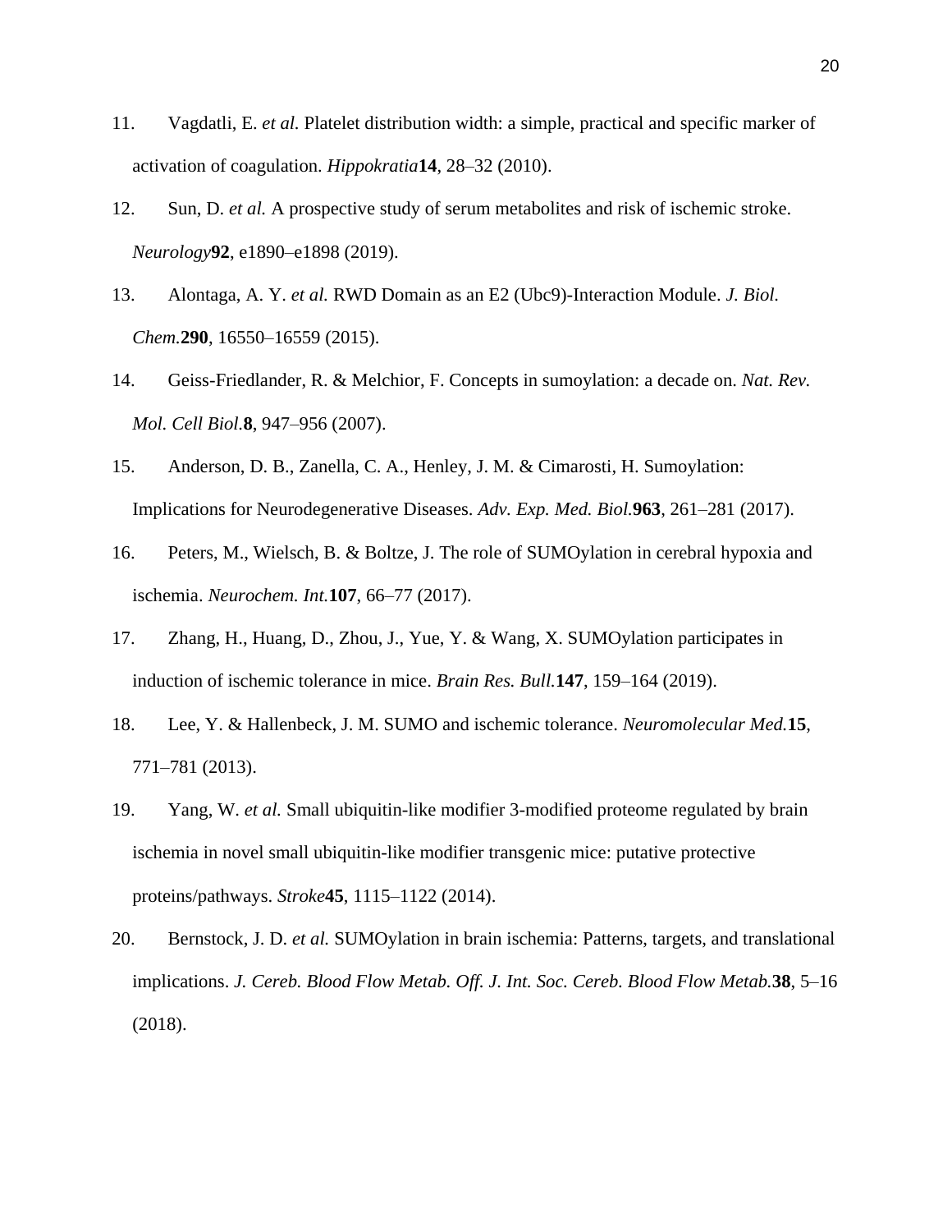11. Vagdatli, E. *et al.* Platelet distribution width: a simple, practical and specific marker of activation of coagulation. *Hippokratia* **14**, 28–32 (2010).

12. Sun, D. *et al.* A prospective study of serum metabolites and risk of ischemic stroke. *Neurology* **92**, e1890–e1898 (2019).

13. Alontaga, A. Y. *et al.* RWD Domain as an E2 (Ubc9)-Interaction Module. *J. Biol. Chem.* **290**, 16550–16559 (2015).

14. Geiss-Friedlander, R. & Melchior, F. Concepts in sumoylation: a decade on. *Nat. Rev. Mol. Cell Biol.* **8**, 947–956 (2007).

15. Anderson, D. B., Zanella, C. A., Henley, J. M. & Cimarosti, H. Sumoylation: Implications for Neurodegenerative Diseases. *Adv. Exp. Med. Biol.* **963**, 261–281 (2017).

16. Peters, M., Wielsch, B. & Boltze, J. The role of SUMOylation in cerebral hypoxia and ischemia. *Neurochem. Int.* **107**, 66–77 (2017).

17. Zhang, H., Huang, D., Zhou, J., Yue, Y. & Wang, X. SUMOylation participates in induction of ischemic tolerance in mice. *Brain Res. Bull.* **147**, 159–164 (2019).

18. Lee, Y. & Hallenbeck, J. M. SUMO and ischemic tolerance. *Neuromolecular Med.* **15**, 771–781 (2013).

19. Yang, W. *et al.* Small ubiquitin-like modifier 3-modified proteome regulated by brain ischemia in novel small ubiquitin-like modifier transgenic mice: putative protective proteins/pathways. *Stroke* **45**, 1115–1122 (2014).

20. Bernstock, J. D. *et al.* SUMOylation in brain ischemia: Patterns, targets, and translational implications. *J. Cereb. Blood Flow Metab. Off. J. Int. Soc. Cereb. Blood Flow Metab.* **38**, 5–16 (2018).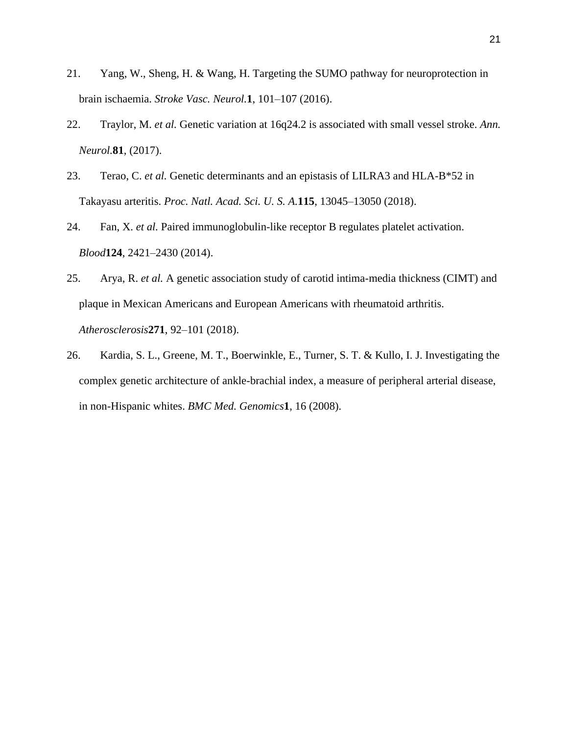21. Yang, W., Sheng, H. & Wang, H. Targeting the SUMO pathway for neuroprotection in brain ischaemia. *Stroke Vasc. Neurol.* **1**, 101–107 (2016).

22. Traylor, M. *et al.* Genetic variation at 16q24.2 is associated with small vessel stroke. *Ann. Neurol.* **81**, (2017).

23. Terao, C. *et al.* Genetic determinants and an epistasis of LILRA3 and HLA-B*52 in Takayasu arteritis. *Proc. Natl. Acad. Sci. U. S. A.* **115**, 13045–13050 (2018).

24. Fan, X. *et al.* Paired immunoglobulin-like receptor B regulates platelet activation. *Blood* **124**, 2421–2430 (2014).

25. Arya, R. *et al.* A genetic association study of carotid intima-media thickness (CIMT) and plaque in Mexican Americans and European Americans with rheumatoid arthritis. *Atherosclerosis* **271**, 92–101 (2018).

26. Kardia, S. L., Greene, M. T., Boerwinkle, E., Turner, S. T. & Kullo, I. J. Investigating the complex genetic architecture of ankle-brachial index, a measure of peripheral arterial disease, in non-Hispanic whites. *BMC Med. Genomics* **1**, 16 (2008).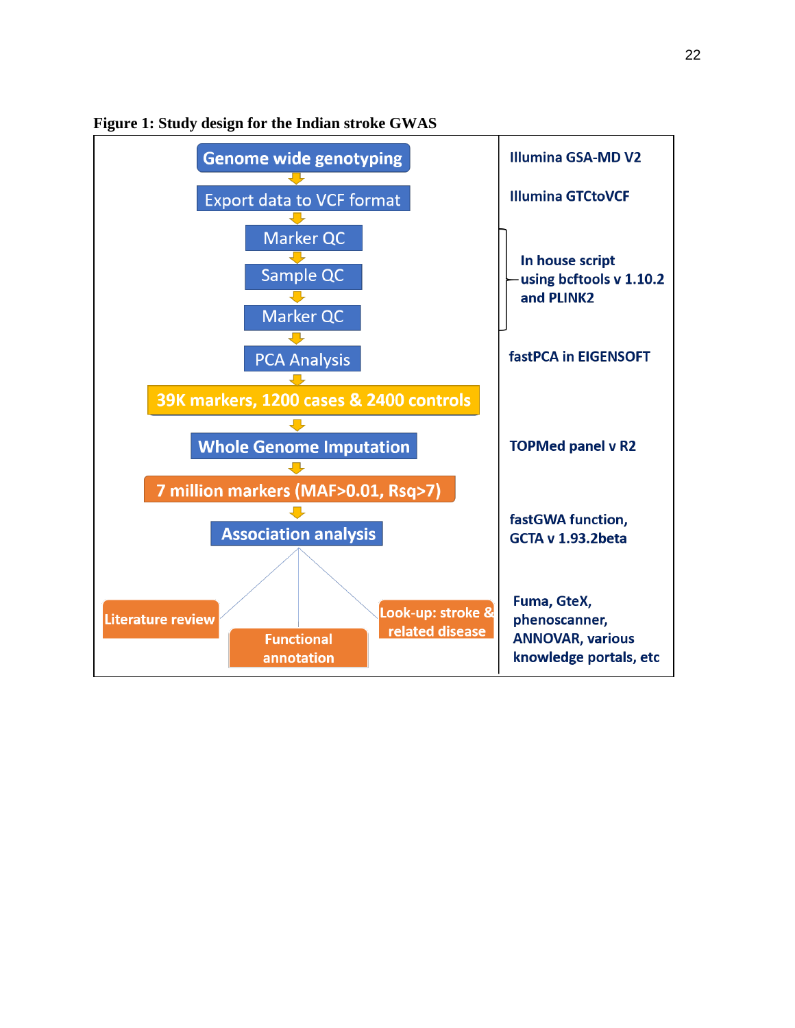**Figure 1: Study design for the Indian stroke GWAS**

| Step | Tool |
| --- | --- |
| Genome wide genotyping | Illumina GSA-MD V2 |
| Export data to VCF format | Illumina GTCtoVCF |
| Marker QC | In house script using bcftools v 1.10.2 and PLINK2 |
| Sample QC | In house script using bcftools v 1.10.2 and PLINK2 |
| Marker QC | In house script using bcftools v 1.10.2 and PLINK2 |
| PCA Analysis | fastPCA in EIGENSOFT |
| 39K markers, 1200 cases & 2400 controls | |
| Whole Genome Imputation | TOPMed panel v R2 |
| 7 million markers (MAF>0.01, Rsq>7) | |
| Association analysis | fastGWA function, GCTA v 1.93.2beta |
| Literature review; Functional annotation; Look-up: stroke & related disease | Fuma, GteX, phenoscanner, ANNOVAR, various knowledge portals, etc |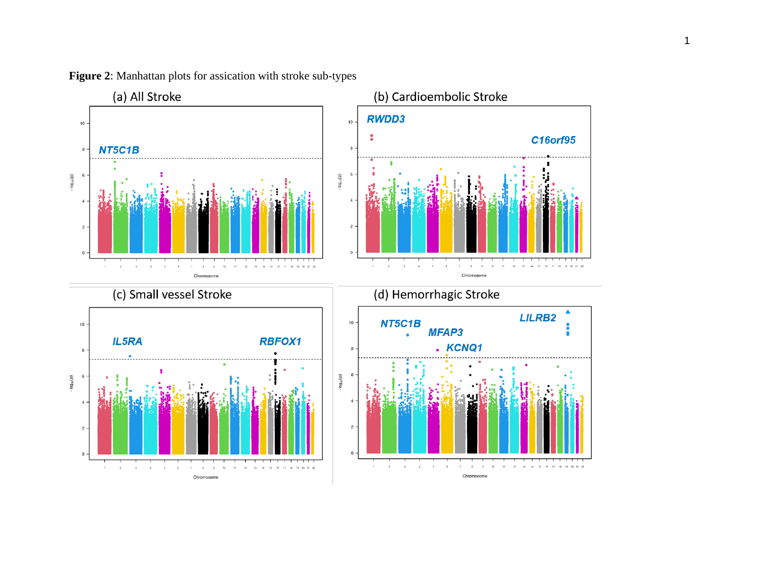**Figure 2**: Manhattan plots for assication with stroke sub-types

(a) All Stroke

(b) Cardioembolic Stroke

(c) Small vessel Stroke

(d) Hemorrhagic Stroke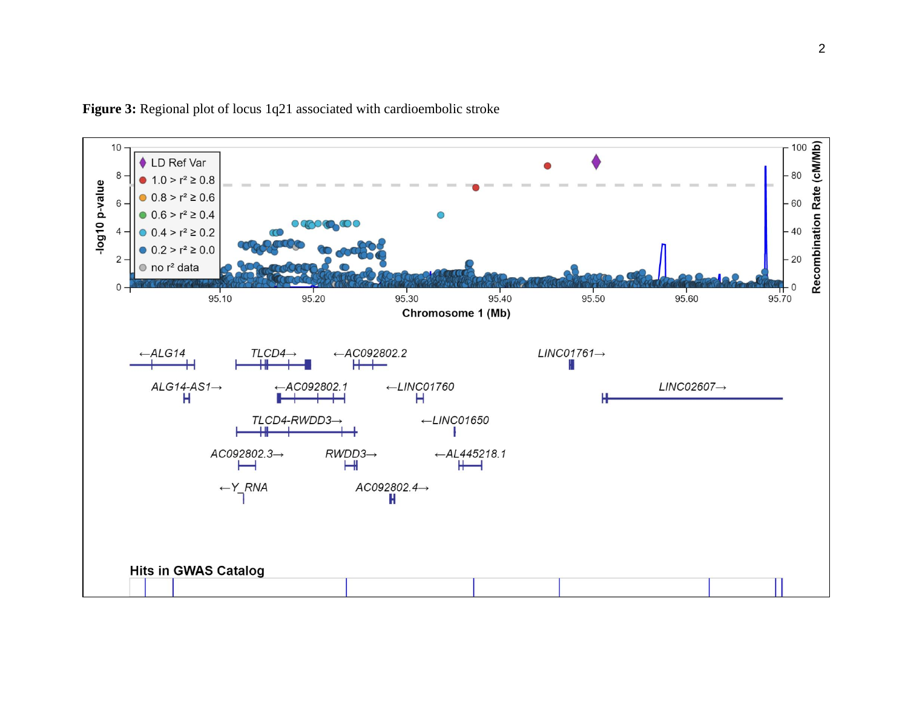**Figure 3:** Regional plot of locus 1q21 associated with cardioembolic stroke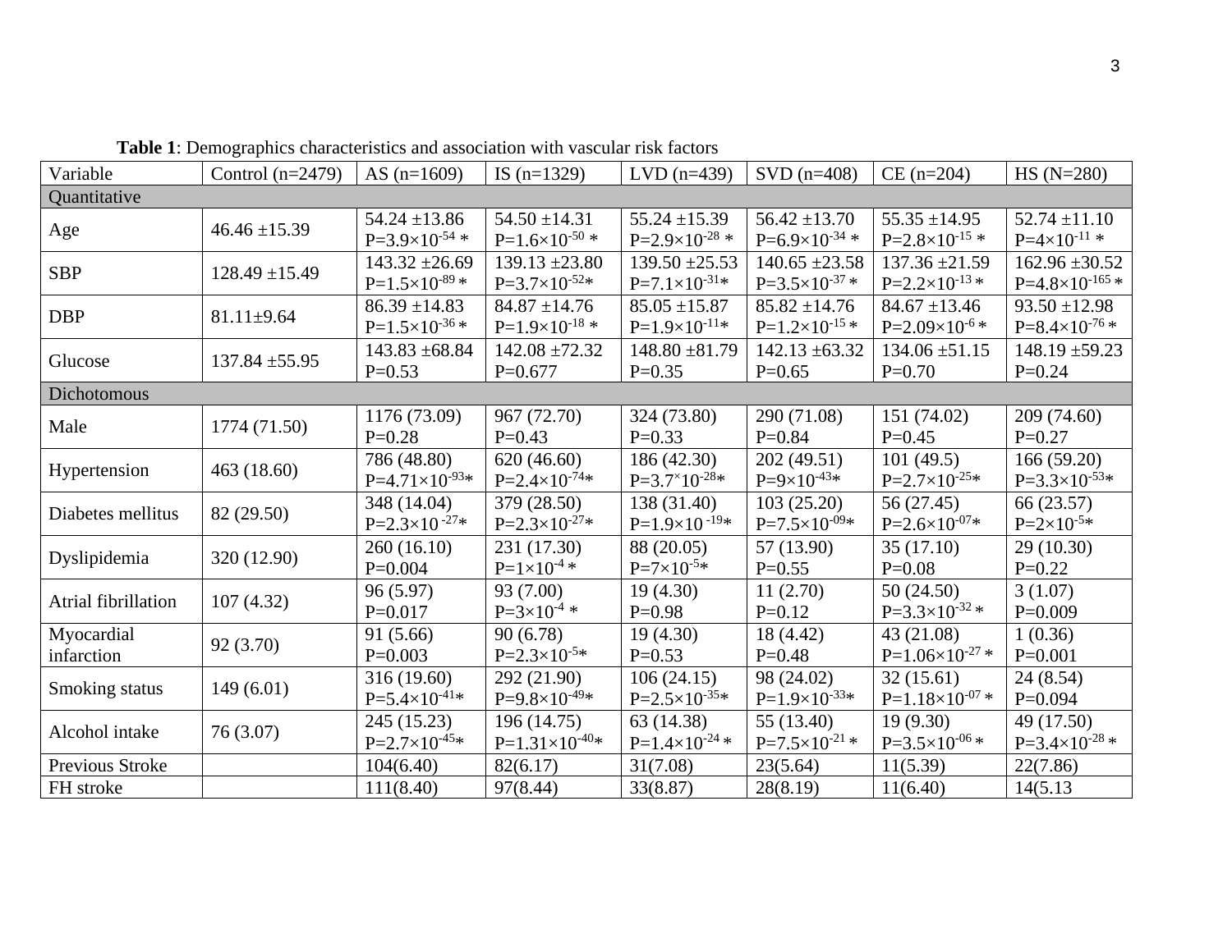**Table 1**: Demographics characteristics and association with vascular risk factors

| Variable | Control (n=2479) | AS (n=1609) | IS (n=1329) | LVD (n=439) | SVD (n=408) | CE (n=204) | HS (N=280) |
|---|---|---|---|---|---|---|---|
| Quantitative | | | | | | | |
| Age | 46.46 ±15.39 | 54.24 ±13.86 $P=3.9\times10^{-54}$ * | 54.50 ±14.31 $P=1.6\times10^{-50}$ * | 55.24 ±15.39 $P=2.9\times10^{-28}$ * | 56.42 ±13.70 $P=6.9\times10^{-34}$ * | 55.35 ±14.95 $P=2.8\times10^{-15}$ * | 52.74 ±11.10 $P=4\times10^{-11}$ * |
| SBP | 128.49 ±15.49 | 143.32 ±26.69 $P=1.5\times10^{-89}$ * | 139.13 ±23.80 $P=3.7\times10^{-52}$* | 139.50 ±25.53 $P=7.1\times10^{-31}$* | 140.65 ±23.58 $P=3.5\times10^{-37}$ * | 137.36 ±21.59 $P=2.2\times10^{-13}$ * | 162.96 ±30.52 $P=4.8\times10^{-165}$ * |
| DBP | 81.11±9.64 | 86.39 ±14.83 $P=1.5\times10^{-36}$ * | 84.87 ±14.76 $P=1.9\times10^{-18}$ * | 85.05 ±15.87 $P=1.9\times10^{-11}$* | 85.82 ±14.76 $P=1.2\times10^{-15}$ * | 84.67 ±13.46 $P=2.09\times10^{-6}$ * | 93.50 ±12.98 $P=8.4\times10^{-76}$ * |
| Glucose | 137.84 ±55.95 | 143.83 ±68.84 P=0.53 | 142.08 ±72.32 P=0.677 | 148.80 ±81.79 P=0.35 | 142.13 ±63.32 P=0.65 | 134.06 ±51.15 P=0.70 | 148.19 ±59.23 P=0.24 |
| Dichotomous | | | | | | | |
| Male | 1774 (71.50) | 1176 (73.09) P=0.28 | 967 (72.70) P=0.43 | 324 (73.80) P=0.33 | 290 (71.08) P=0.84 | 151 (74.02) P=0.45 | 209 (74.60) P=0.27 |
| Hypertension | 463 (18.60) | 786 (48.80) $P=4.71\times10^{-93}$* | 620 (46.60) $P=2.4\times10^{-74}$* | 186 (42.30) $P=3.7\times10^{-28}$* | 202 (49.51) $P=9\times10^{-43}$* | 101 (49.5) $P=2.7\times10^{-25}$* | 166 (59.20) $P=3.3\times10^{-53}$* |
| Diabetes mellitus | 82 (29.50) | 348 (14.04) $P=2.3\times10^{-27}$* | 379 (28.50) $P=2.3\times10^{-27}$* | 138 (31.40) $P=1.9\times10^{-19}$* | 103 (25.20) $P=7.5\times10^{-09}$* | 56 (27.45) $P=2.6\times10^{-07}$* | 66 (23.57) $P=2\times10^{-5}$* |
| Dyslipidemia | 320 (12.90) | 260 (16.10) P=0.004 | 231 (17.30) $P=1\times10^{-4}$ * | 88 (20.05) $P=7\times10^{-5}$* | 57 (13.90) P=0.55 | 35 (17.10) P=0.08 | 29 (10.30) P=0.22 |
| Atrial fibrillation | 107 (4.32) | 96 (5.97) P=0.017 | 93 (7.00) $P=3\times10^{-4}$ * | 19 (4.30) P=0.98 | 11 (2.70) P=0.12 | 50 (24.50) $P=3.3\times10^{-32}$ * | 3 (1.07) P=0.009 |
| Myocardial infarction | 92 (3.70) | 91 (5.66) P=0.003 | 90 (6.78) $P=2.3\times10^{-5}$* | 19 (4.30) P=0.53 | 18 (4.42) P=0.48 | 43 (21.08) $P=1.06\times10^{-27}$ * | 1 (0.36) P=0.001 |
| Smoking status | 149 (6.01) | 316 (19.60) $P=5.4\times10^{-41}$* | 292 (21.90) $P=9.8\times10^{-49}$* | 106 (24.15) $P=2.5\times10^{-35}$* | 98 (24.02) $P=1.9\times10^{-33}$* | 32 (15.61) $P=1.18\times10^{-07}$ * | 24 (8.54) P=0.094 |
| Alcohol intake | 76 (3.07) | 245 (15.23) $P=2.7\times10^{-45}$* | 196 (14.75) $P=1.31\times10^{-40}$* | 63 (14.38) $P=1.4\times10^{-24}$ * | 55 (13.40) $P=7.5\times10^{-21}$ * | 19 (9.30) $P=3.5\times10^{-06}$ * | 49 (17.50) $P=3.4\times10^{-28}$ * |
| Previous Stroke | | 104(6.40) | 82(6.17) | 31(7.08) | 23(5.64) | 11(5.39) | 22(7.86) |
| FH stroke | | 111(8.40) | 97(8.44) | 33(8.87) | 28(8.19) | 11(6.40) | 14(5.13 |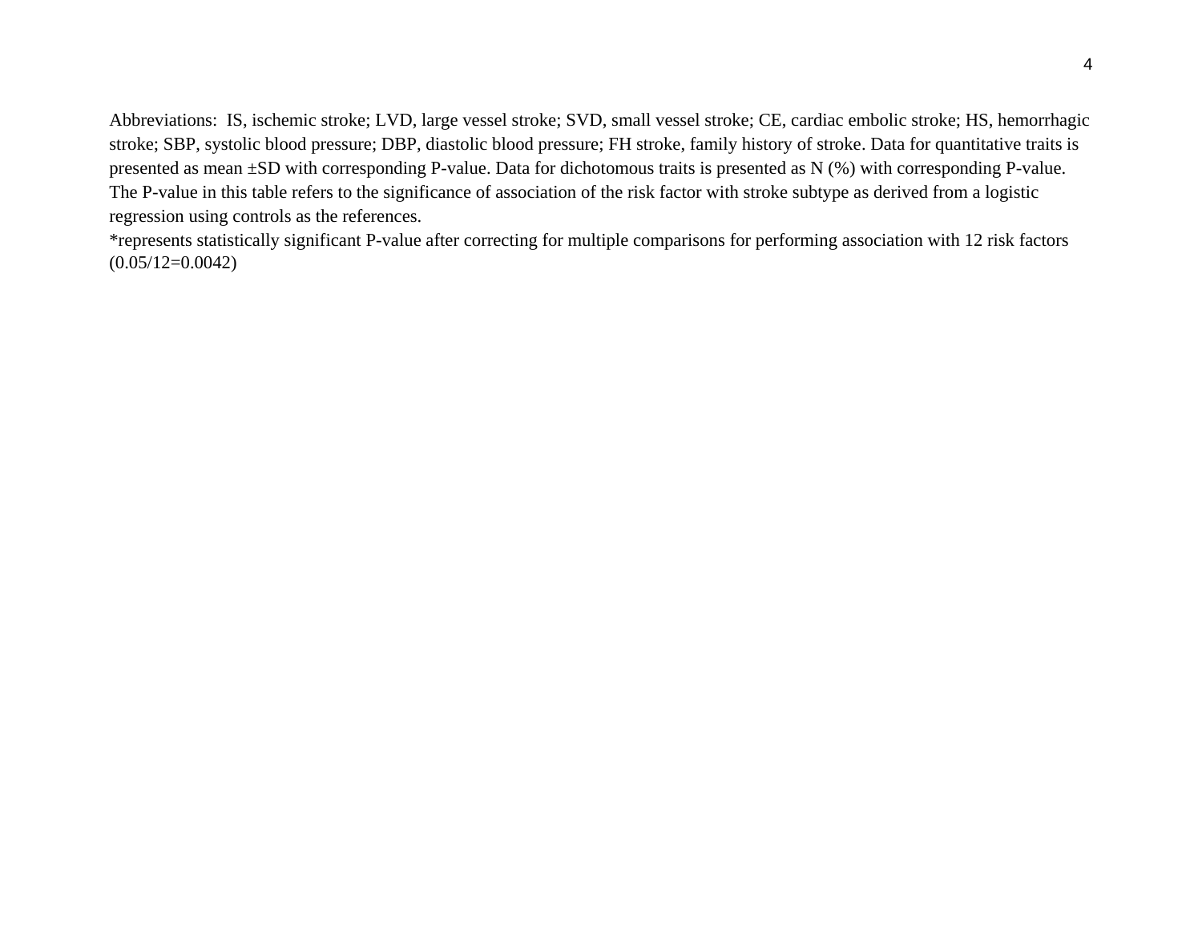Abbreviations: IS, ischemic stroke; LVD, large vessel stroke; SVD, small vessel stroke; CE, cardiac embolic stroke; HS, hemorrhagic stroke; SBP, systolic blood pressure; DBP, diastolic blood pressure; FH stroke, family history of stroke. Data for quantitative traits is presented as mean ±SD with corresponding P-value. Data for dichotomous traits is presented as N (%) with corresponding P-value. The P-value in this table refers to the significance of association of the risk factor with stroke subtype as derived from a logistic regression using controls as the references.

*represents statistically significant P-value after correcting for multiple comparisons for performing association with 12 risk factors (0.05/12=0.0042)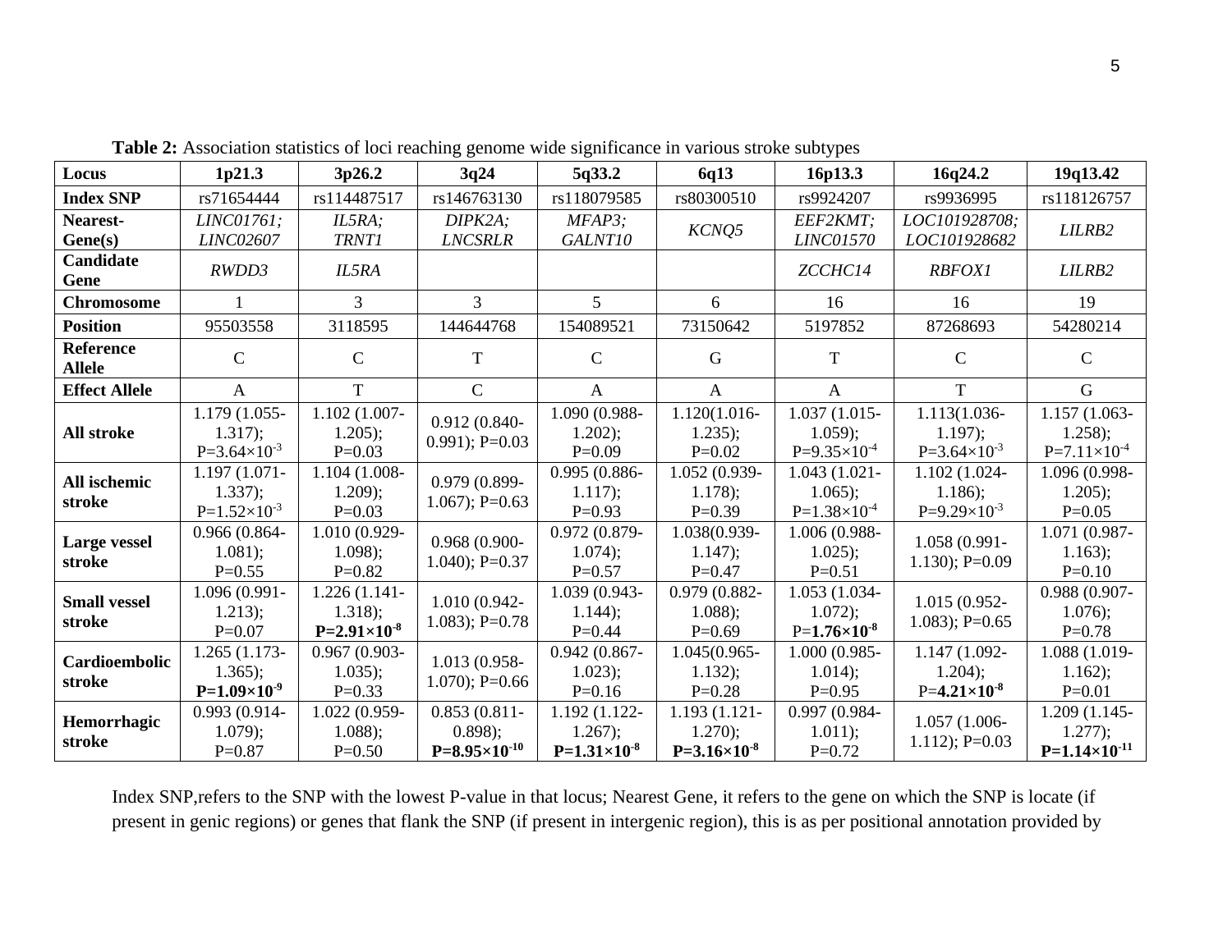**Table 2:** Association statistics of loci reaching genome wide significance in various stroke subtypes

| **Locus** | **1p21.3** | **3p26.2** | **3q24** | **5q33.2** | **6q13** | **16p13.3** | **16q24.2** | **19q13.42** |
|---|---|---|---|---|---|---|---|---|
| **Index SNP** | rs71654444 | rs114487517 | rs146763130 | rs118079585 | rs80300510 | rs9924207 | rs9936995 | rs118126757 |
| **Nearest-Gene(s)** | *LINC01761; LINC02607* | *IL5RA; TRNT1* | *DIPK2A; LNCSRLR* | *MFAP3; GALNT10* | *KCNQ5* | *EEF2KMT; LINC01570* | *LOC101928708; LOC101928682* | *LILRB2* |
| **Candidate Gene** | *RWDD3* | *IL5RA* | | | | *ZCCHC14* | *RBFOX1* | *LILRB2* |
| **Chromosome** | 1 | 3 | 3 | 5 | 6 | 16 | 16 | 19 |
| **Position** | 95503558 | 3118595 | 144644768 | 154089521 | 73150642 | 5197852 | 87268693 | 54280214 |
| **Reference Allele** | C | C | T | C | G | T | C | C |
| **Effect Allele** | A | T | C | A | A | A | T | G |
| **All stroke** | 1.179 (1.055-1.317); $P=3.64\times10^{-3}$ | 1.102 (1.007-1.205); P=0.03 | 0.912 (0.840-0.991); P=0.03 | 1.090 (0.988-1.202); P=0.09 | 1.120(1.016-1.235); P=0.02 | 1.037 (1.015-1.059); $P=9.35\times10^{-4}$ | 1.113(1.036-1.197); $P=3.64\times10^{-3}$ | 1.157 (1.063-1.258); $P=7.11\times10^{-4}$ |
| **All ischemic stroke** | 1.197 (1.071-1.337); $P=1.52\times10^{-3}$ | 1.104 (1.008-1.209); P=0.03 | 0.979 (0.899-1.067); P=0.63 | 0.995 (0.886-1.117); P=0.93 | 1.052 (0.939-1.178); P=0.39 | 1.043 (1.021-1.065); $P=1.38\times10^{-4}$ | 1.102 (1.024-1.186); $P=9.29\times10^{-3}$ | 1.096 (0.998-1.205); P=0.05 |
| **Large vessel stroke** | 0.966 (0.864-1.081); P=0.55 | 1.010 (0.929-1.098); P=0.82 | 0.968 (0.900-1.040); P=0.37 | 0.972 (0.879-1.074); P=0.57 | 1.038(0.939-1.147); P=0.47 | 1.006 (0.988-1.025); P=0.51 | 1.058 (0.991-1.130); P=0.09 | 1.071 (0.987-1.163); P=0.10 |
| **Small vessel stroke** | 1.096 (0.991-1.213); P=0.07 | 1.226 (1.141-1.318); **$P=2.91\times10^{-8}$** | 1.010 (0.942-1.083); P=0.78 | 1.039 (0.943-1.144); P=0.44 | 0.979 (0.882-1.088); P=0.69 | 1.053 (1.034-1.072); P=**$1.76\times10^{-8}$** | 1.015 (0.952-1.083); P=0.65 | 0.988 (0.907-1.076); P=0.78 |
| **Cardioembolic stroke** | 1.265 (1.173-1.365); **$P=1.09\times10^{-9}$** | 0.967 (0.903-1.035); P=0.33 | 1.013 (0.958-1.070); P=0.66 | 0.942 (0.867-1.023); P=0.16 | 1.045(0.965-1.132); P=0.28 | 1.000 (0.985-1.014); P=0.95 | 1.147 (1.092-1.204); P=**$4.21\times10^{-8}$** | 1.088 (1.019-1.162); P=0.01 |
| **Hemorrhagic stroke** | 0.993 (0.914-1.079); P=0.87 | 1.022 (0.959-1.088); P=0.50 | 0.853 (0.811-0.898); **$P=8.95\times10^{-10}$** | 1.192 (1.122-1.267); **$P=1.31\times10^{-8}$** | 1.193 (1.121-1.270); **$P=3.16\times10^{-8}$** | 0.997 (0.984-1.011); P=0.72 | 1.057 (1.006-1.112); P=0.03 | 1.209 (1.145-1.277); **$P=1.14\times10^{-11}$** |

Index SNP,refers to the SNP with the lowest P-value in that locus; Nearest Gene, it refers to the gene on which the SNP is locate (if present in genic regions) or genes that flank the SNP (if present in intergenic region), this is as per positional annotation provided by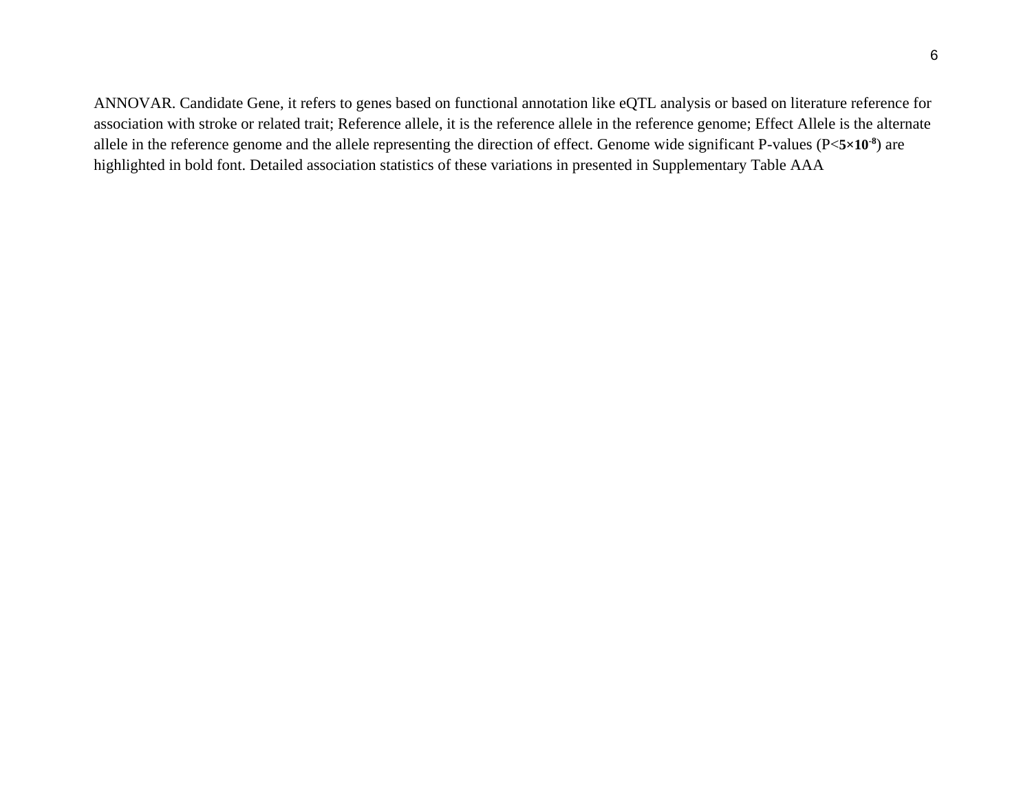ANNOVAR. Candidate Gene, it refers to genes based on functional annotation like eQTL analysis or based on literature reference for association with stroke or related trait; Reference allele, it is the reference allele in the reference genome; Effect Allele is the alternate allele in the reference genome and the allele representing the direction of effect. Genome wide significant P-values (P<**$5 \times 10^{-8}$**) are highlighted in bold font. Detailed association statistics of these variations in presented in Supplementary Table AAA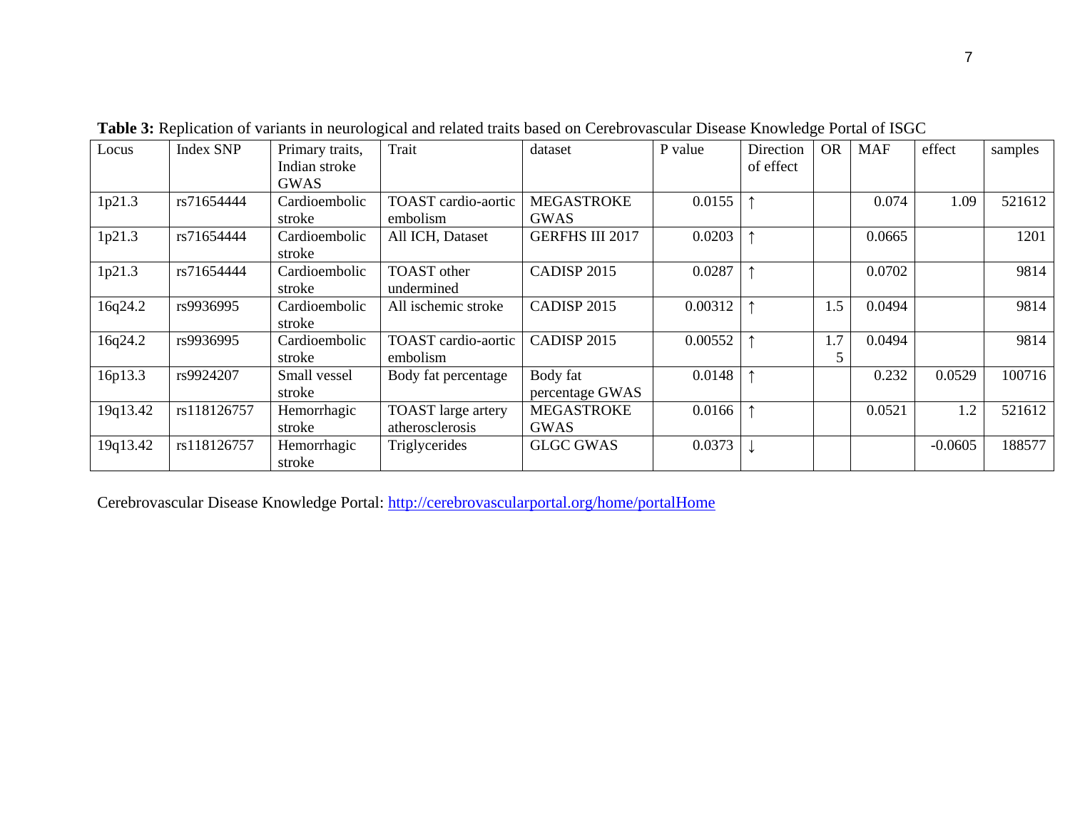**Table 3:** Replication of variants in neurological and related traits based on Cerebrovascular Disease Knowledge Portal of ISGC

| Locus | Index SNP | Primary traits, Indian stroke GWAS | Trait | dataset | P value | Direction of effect | OR | MAF | effect | samples |
|---|---|---|---|---|---|---|---|---|---|---|
| 1p21.3 | rs71654444 | Cardioembolic stroke | TOAST cardio-aortic embolism | MEGASTROKE GWAS | 0.0155 | ↑ | | 0.074 | 1.09 | 521612 |
| 1p21.3 | rs71654444 | Cardioembolic stroke | All ICH, Dataset | GERFHS III 2017 | 0.0203 | ↑ | | 0.0665 | | 1201 |
| 1p21.3 | rs71654444 | Cardioembolic stroke | TOAST other undermined | CADISP 2015 | 0.0287 | ↑ | | 0.0702 | | 9814 |
| 16q24.2 | rs9936995 | Cardioembolic stroke | All ischemic stroke | CADISP 2015 | 0.00312 | ↑ | 1.5 | 0.0494 | | 9814 |
| 16q24.2 | rs9936995 | Cardioembolic stroke | TOAST cardio-aortic embolism | CADISP 2015 | 0.00552 | ↑ | 1.75 | 0.0494 | | 9814 |
| 16p13.3 | rs9924207 | Small vessel stroke | Body fat percentage | Body fat percentage GWAS | 0.0148 | ↑ | | 0.232 | 0.0529 | 100716 |
| 19q13.42 | rs118126757 | Hemorrhagic stroke | TOAST large artery atherosclerosis | MEGASTROKE GWAS | 0.0166 | ↑ | | 0.0521 | 1.2 | 521612 |
| 19q13.42 | rs118126757 | Hemorrhagic stroke | Triglycerides | GLGC GWAS | 0.0373 | ↓ | | | -0.0605 | 188577 |

Cerebrovascular Disease Knowledge Portal: http://cerebrovascularportal.org/home/portalHome